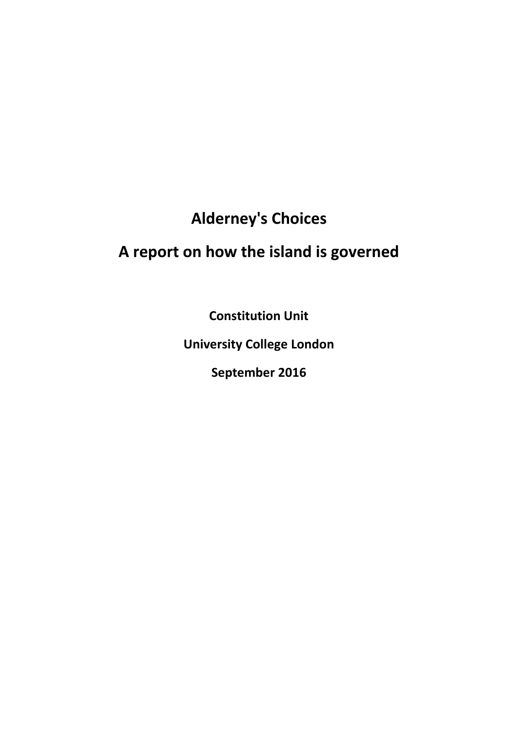# Alderney's Choices

# A report on how the island is governed

**Constitution Unit**

**University College London**

**September 2016**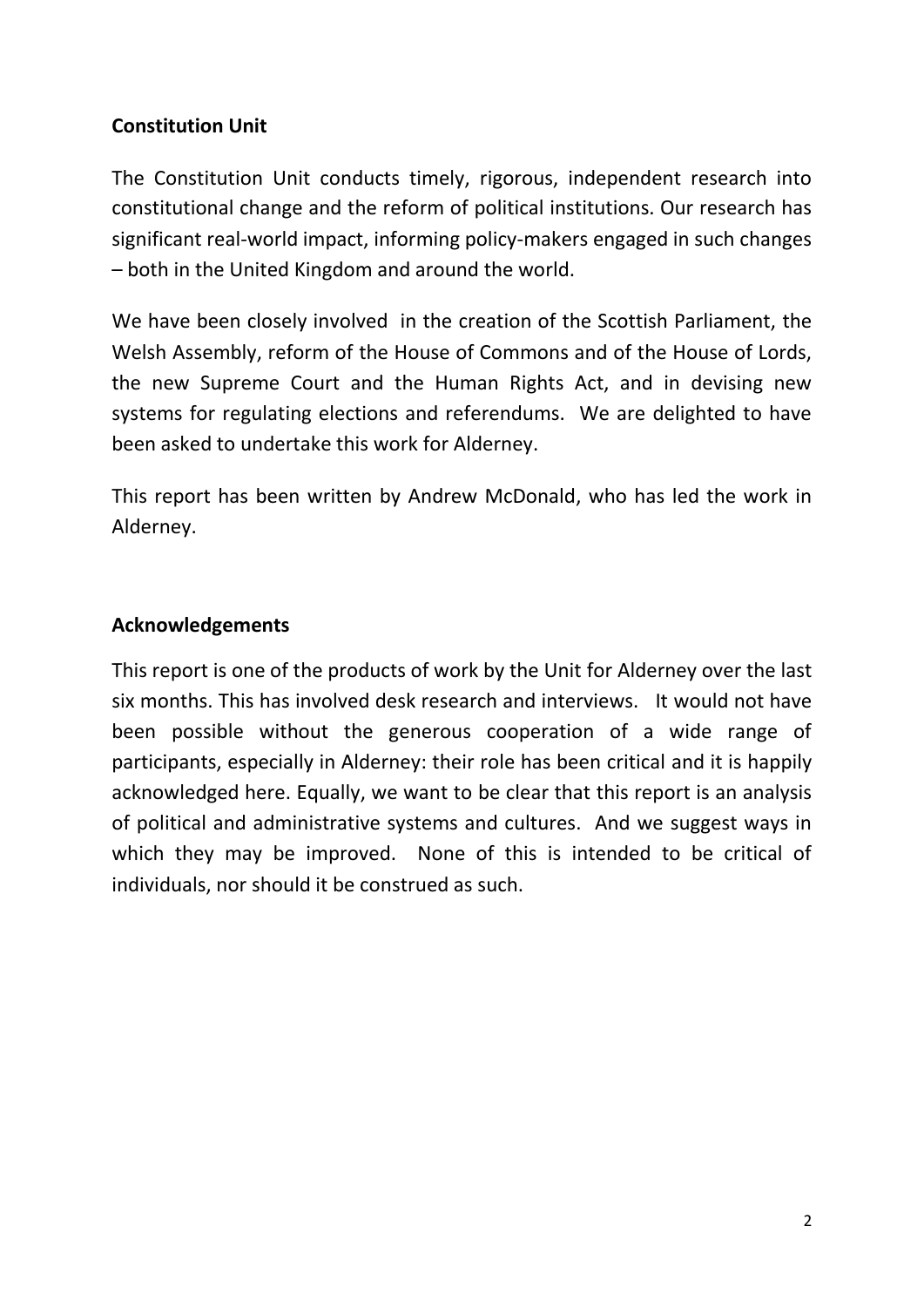## Constitution Unit

The Constitution Unit conducts timely, rigorous, independent research into constitutional change and the reform of political institutions. Our research has significant real-world impact, informing policy-makers engaged in such changes – both in the United Kingdom and around the world.

We have been closely involved in the creation of the Scottish Parliament, the Welsh Assembly, reform of the House of Commons and of the House of Lords, the new Supreme Court and the Human Rights Act, and in devising new systems for regulating elections and referendums. We are delighted to have been asked to undertake this work for Alderney.

This report has been written by Andrew McDonald, who has led the work in Alderney.

## Acknowledgements

This report is one of the products of work by the Unit for Alderney over the last six months. This has involved desk research and interviews. It would not have been possible without the generous cooperation of a wide range of participants, especially in Alderney: their role has been critical and it is happily acknowledged here. Equally, we want to be clear that this report is an analysis of political and administrative systems and cultures. And we suggest ways in which they may be improved. None of this is intended to be critical of individuals, nor should it be construed as such.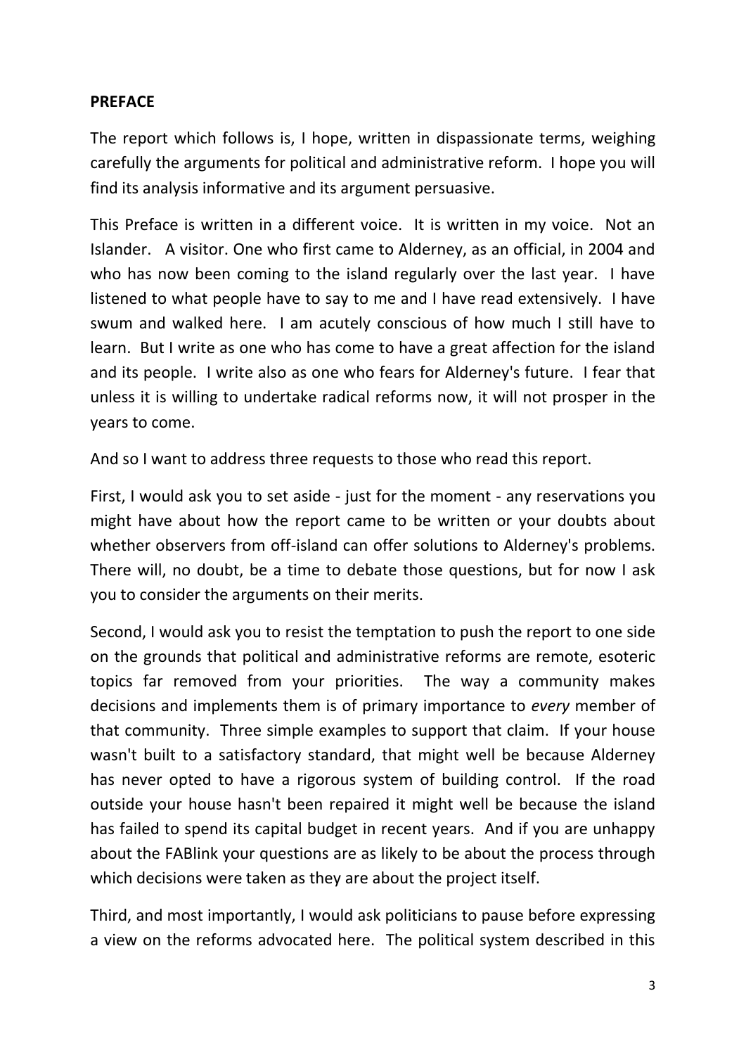**PREFACE**

The report which follows is, I hope, written in dispassionate terms, weighing carefully the arguments for political and administrative reform. I hope you will find its analysis informative and its argument persuasive.

This Preface is written in a different voice. It is written in my voice. Not an Islander. A visitor. One who first came to Alderney, as an official, in 2004 and who has now been coming to the island regularly over the last year. I have listened to what people have to say to me and I have read extensively. I have swum and walked here. I am acutely conscious of how much I still have to learn. But I write as one who has come to have a great affection for the island and its people. I write also as one who fears for Alderney's future. I fear that unless it is willing to undertake radical reforms now, it will not prosper in the years to come.

And so I want to address three requests to those who read this report.

First, I would ask you to set aside - just for the moment - any reservations you might have about how the report came to be written or your doubts about whether observers from off-island can offer solutions to Alderney's problems. There will, no doubt, be a time to debate those questions, but for now I ask you to consider the arguments on their merits.

Second, I would ask you to resist the temptation to push the report to one side on the grounds that political and administrative reforms are remote, esoteric topics far removed from your priorities. The way a community makes decisions and implements them is of primary importance to *every* member of that community. Three simple examples to support that claim. If your house wasn't built to a satisfactory standard, that might well be because Alderney has never opted to have a rigorous system of building control. If the road outside your house hasn't been repaired it might well be because the island has failed to spend its capital budget in recent years. And if you are unhappy about the FABlink your questions are as likely to be about the process through which decisions were taken as they are about the project itself.

Third, and most importantly, I would ask politicians to pause before expressing a view on the reforms advocated here. The political system described in this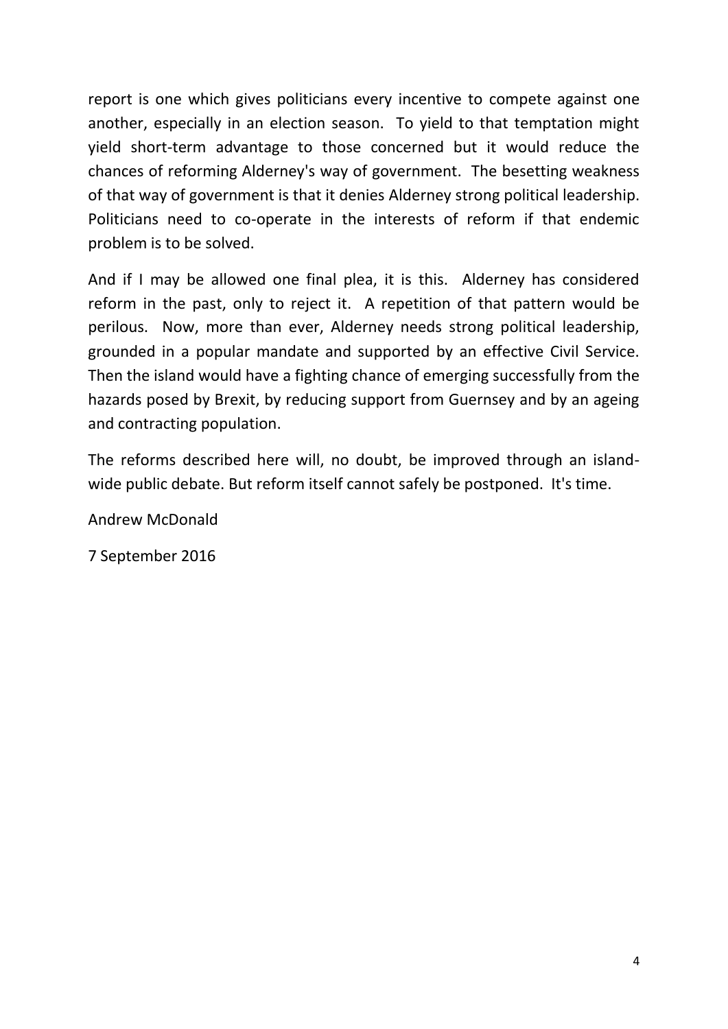report is one which gives politicians every incentive to compete against one another, especially in an election season. To yield to that temptation might yield short-term advantage to those concerned but it would reduce the chances of reforming Alderney's way of government. The besetting weakness of that way of government is that it denies Alderney strong political leadership. Politicians need to co-operate in the interests of reform if that endemic problem is to be solved.

And if I may be allowed one final plea, it is this. Alderney has considered reform in the past, only to reject it. A repetition of that pattern would be perilous. Now, more than ever, Alderney needs strong political leadership, grounded in a popular mandate and supported by an effective Civil Service. Then the island would have a fighting chance of emerging successfully from the hazards posed by Brexit, by reducing support from Guernsey and by an ageing and contracting population.

The reforms described here will, no doubt, be improved through an island-wide public debate. But reform itself cannot safely be postponed. It's time.

Andrew McDonald

7 September 2016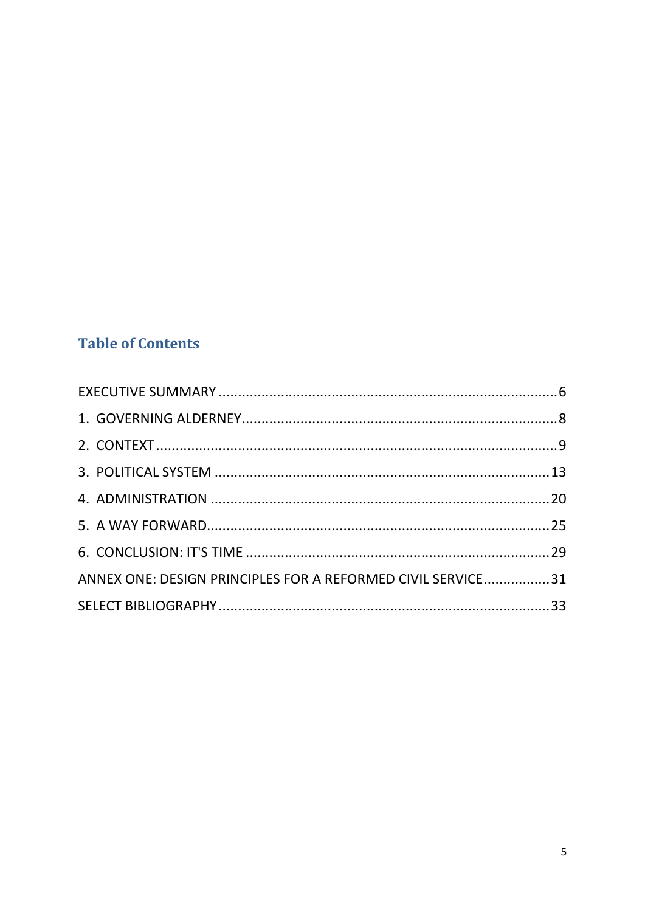## Table of Contents

EXECUTIVE SUMMARY ........................................................................................6

1. GOVERNING ALDERNEY.................................................................................8

2. CONTEXT ......................................................................................................9

3. POLITICAL SYSTEM .....................................................................................13

4. ADMINISTRATION .......................................................................................20

5. A WAY FORWARD........................................................................................25

6. CONCLUSION: IT'S TIME ..............................................................................29

ANNEX ONE: DESIGN PRINCIPLES FOR A REFORMED CIVIL SERVICE.................31

SELECT BIBLIOGRAPHY.....................................................................................33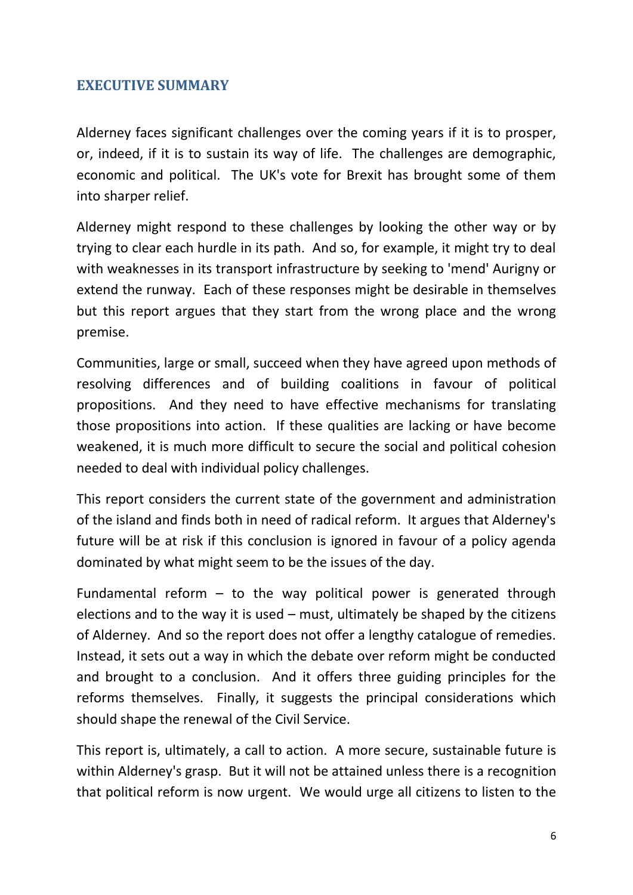## EXECUTIVE SUMMARY

Alderney faces significant challenges over the coming years if it is to prosper, or, indeed, if it is to sustain its way of life. The challenges are demographic, economic and political. The UK's vote for Brexit has brought some of them into sharper relief.

Alderney might respond to these challenges by looking the other way or by trying to clear each hurdle in its path. And so, for example, it might try to deal with weaknesses in its transport infrastructure by seeking to 'mend' Aurigny or extend the runway. Each of these responses might be desirable in themselves but this report argues that they start from the wrong place and the wrong premise.

Communities, large or small, succeed when they have agreed upon methods of resolving differences and of building coalitions in favour of political propositions. And they need to have effective mechanisms for translating those propositions into action. If these qualities are lacking or have become weakened, it is much more difficult to secure the social and political cohesion needed to deal with individual policy challenges.

This report considers the current state of the government and administration of the island and finds both in need of radical reform. It argues that Alderney's future will be at risk if this conclusion is ignored in favour of a policy agenda dominated by what might seem to be the issues of the day.

Fundamental reform – to the way political power is generated through elections and to the way it is used – must, ultimately be shaped by the citizens of Alderney. And so the report does not offer a lengthy catalogue of remedies. Instead, it sets out a way in which the debate over reform might be conducted and brought to a conclusion. And it offers three guiding principles for the reforms themselves. Finally, it suggests the principal considerations which should shape the renewal of the Civil Service.

This report is, ultimately, a call to action. A more secure, sustainable future is within Alderney's grasp. But it will not be attained unless there is a recognition that political reform is now urgent. We would urge all citizens to listen to the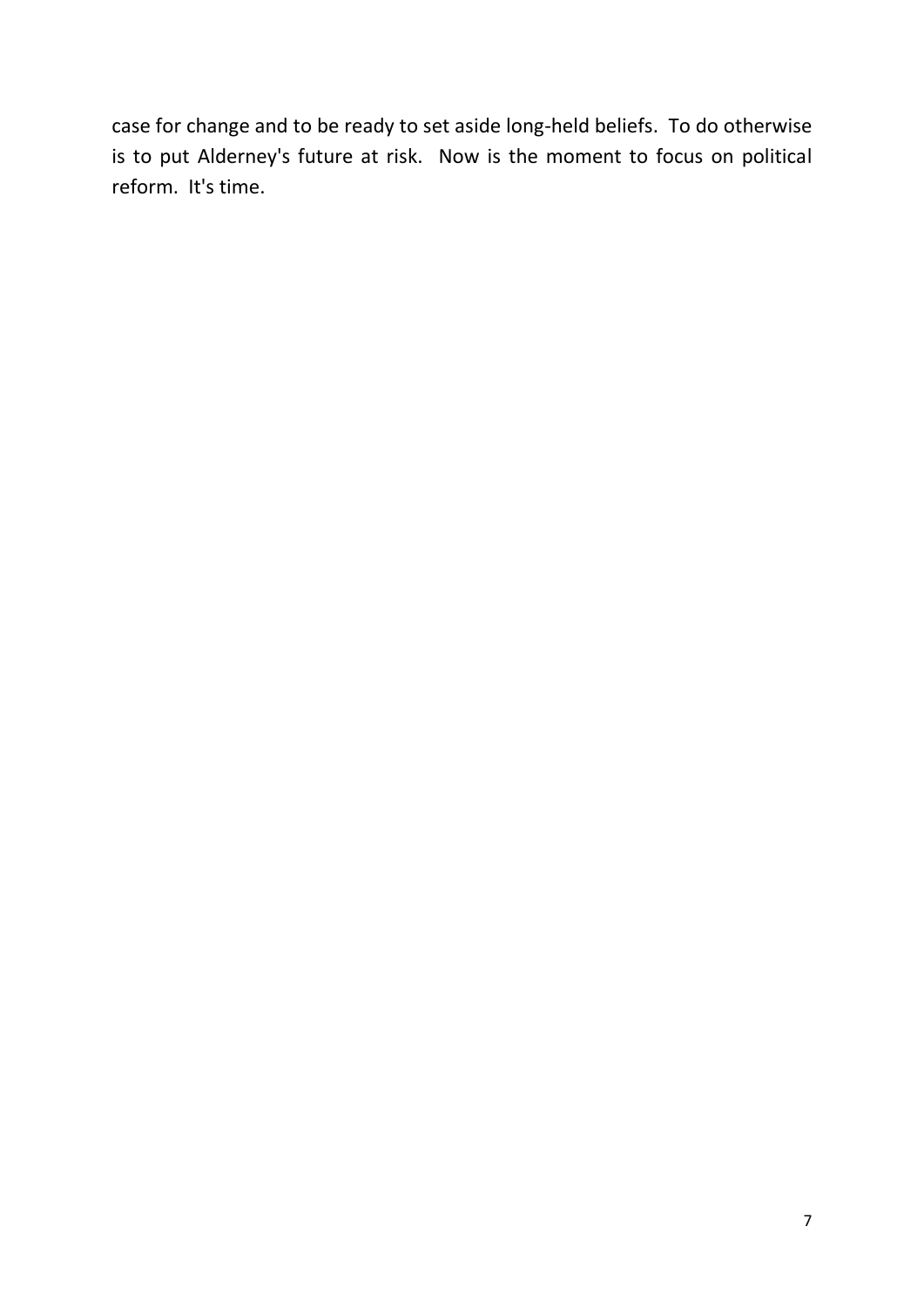case for change and to be ready to set aside long-held beliefs. To do otherwise is to put Alderney's future at risk. Now is the moment to focus on political reform. It's time.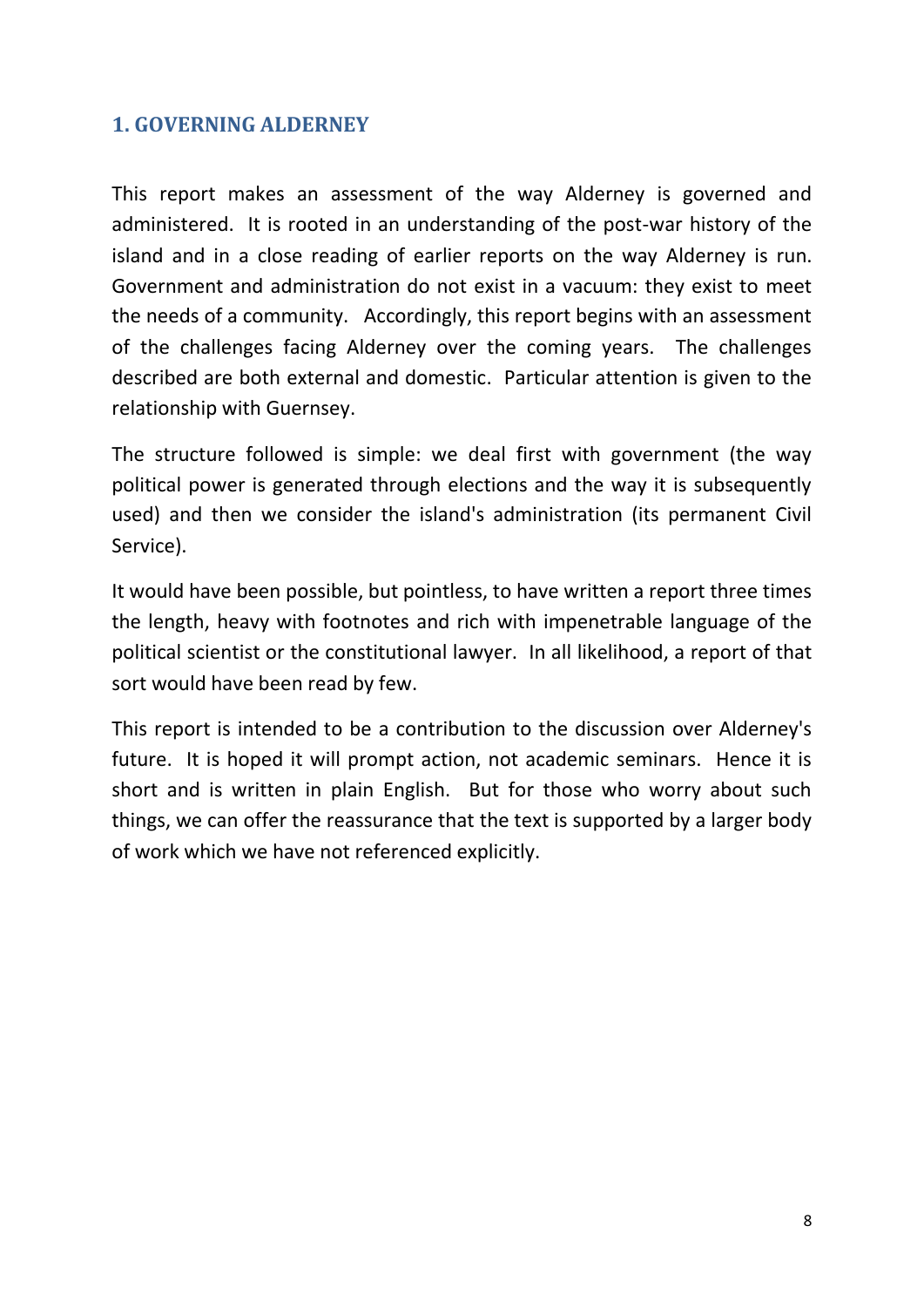## 1. GOVERNING ALDERNEY

This report makes an assessment of the way Alderney is governed and administered. It is rooted in an understanding of the post-war history of the island and in a close reading of earlier reports on the way Alderney is run. Government and administration do not exist in a vacuum: they exist to meet the needs of a community. Accordingly, this report begins with an assessment of the challenges facing Alderney over the coming years. The challenges described are both external and domestic. Particular attention is given to the relationship with Guernsey.

The structure followed is simple: we deal first with government (the way political power is generated through elections and the way it is subsequently used) and then we consider the island's administration (its permanent Civil Service).

It would have been possible, but pointless, to have written a report three times the length, heavy with footnotes and rich with impenetrable language of the political scientist or the constitutional lawyer. In all likelihood, a report of that sort would have been read by few.

This report is intended to be a contribution to the discussion over Alderney's future. It is hoped it will prompt action, not academic seminars. Hence it is short and is written in plain English. But for those who worry about such things, we can offer the reassurance that the text is supported by a larger body of work which we have not referenced explicitly.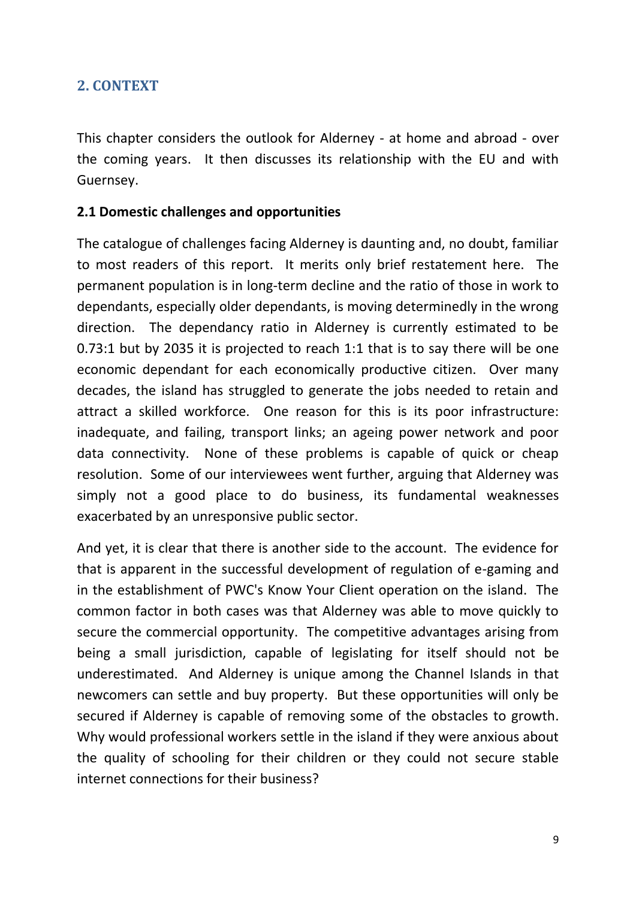## 2. CONTEXT

This chapter considers the outlook for Alderney - at home and abroad - over the coming years. It then discusses its relationship with the EU and with Guernsey.

### 2.1 Domestic challenges and opportunities

The catalogue of challenges facing Alderney is daunting and, no doubt, familiar to most readers of this report. It merits only brief restatement here. The permanent population is in long-term decline and the ratio of those in work to dependants, especially older dependants, is moving determinedly in the wrong direction. The dependancy ratio in Alderney is currently estimated to be 0.73:1 but by 2035 it is projected to reach 1:1 that is to say there will be one economic dependant for each economically productive citizen. Over many decades, the island has struggled to generate the jobs needed to retain and attract a skilled workforce. One reason for this is its poor infrastructure: inadequate, and failing, transport links; an ageing power network and poor data connectivity. None of these problems is capable of quick or cheap resolution. Some of our interviewees went further, arguing that Alderney was simply not a good place to do business, its fundamental weaknesses exacerbated by an unresponsive public sector.

And yet, it is clear that there is another side to the account. The evidence for that is apparent in the successful development of regulation of e-gaming and in the establishment of PWC's Know Your Client operation on the island. The common factor in both cases was that Alderney was able to move quickly to secure the commercial opportunity. The competitive advantages arising from being a small jurisdiction, capable of legislating for itself should not be underestimated. And Alderney is unique among the Channel Islands in that newcomers can settle and buy property. But these opportunities will only be secured if Alderney is capable of removing some of the obstacles to growth. Why would professional workers settle in the island if they were anxious about the quality of schooling for their children or they could not secure stable internet connections for their business?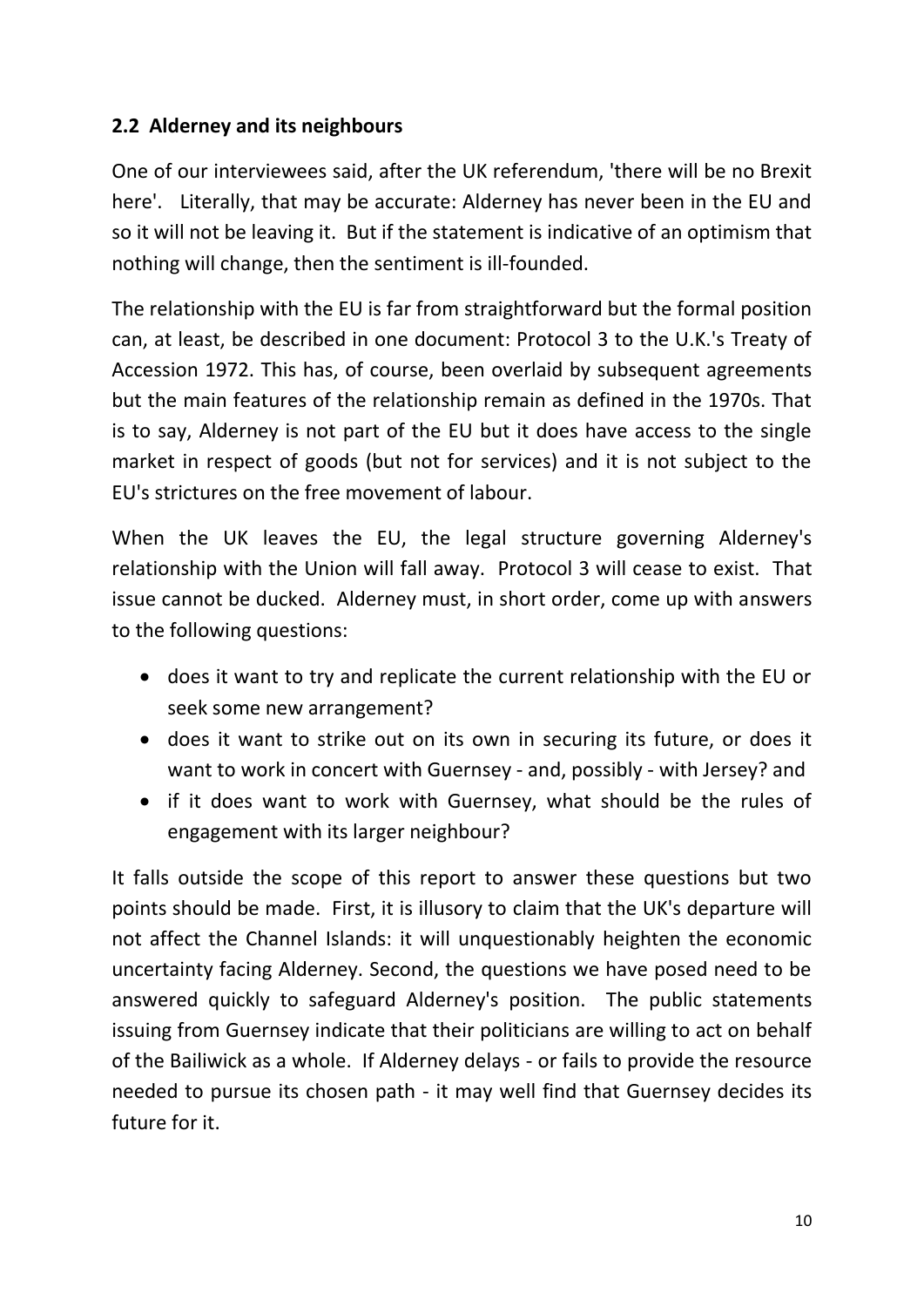## 2.2 Alderney and its neighbours

One of our interviewees said, after the UK referendum, 'there will be no Brexit here'. Literally, that may be accurate: Alderney has never been in the EU and so it will not be leaving it. But if the statement is indicative of an optimism that nothing will change, then the sentiment is ill-founded.

The relationship with the EU is far from straightforward but the formal position can, at least, be described in one document: Protocol 3 to the U.K.'s Treaty of Accession 1972. This has, of course, been overlaid by subsequent agreements but the main features of the relationship remain as defined in the 1970s. That is to say, Alderney is not part of the EU but it does have access to the single market in respect of goods (but not for services) and it is not subject to the EU's strictures on the free movement of labour.

When the UK leaves the EU, the legal structure governing Alderney's relationship with the Union will fall away. Protocol 3 will cease to exist. That issue cannot be ducked. Alderney must, in short order, come up with answers to the following questions:

- does it want to try and replicate the current relationship with the EU or seek some new arrangement?
- does it want to strike out on its own in securing its future, or does it want to work in concert with Guernsey - and, possibly - with Jersey? and
- if it does want to work with Guernsey, what should be the rules of engagement with its larger neighbour?

It falls outside the scope of this report to answer these questions but two points should be made. First, it is illusory to claim that the UK's departure will not affect the Channel Islands: it will unquestionably heighten the economic uncertainty facing Alderney. Second, the questions we have posed need to be answered quickly to safeguard Alderney's position. The public statements issuing from Guernsey indicate that their politicians are willing to act on behalf of the Bailiwick as a whole. If Alderney delays - or fails to provide the resource needed to pursue its chosen path - it may well find that Guernsey decides its future for it.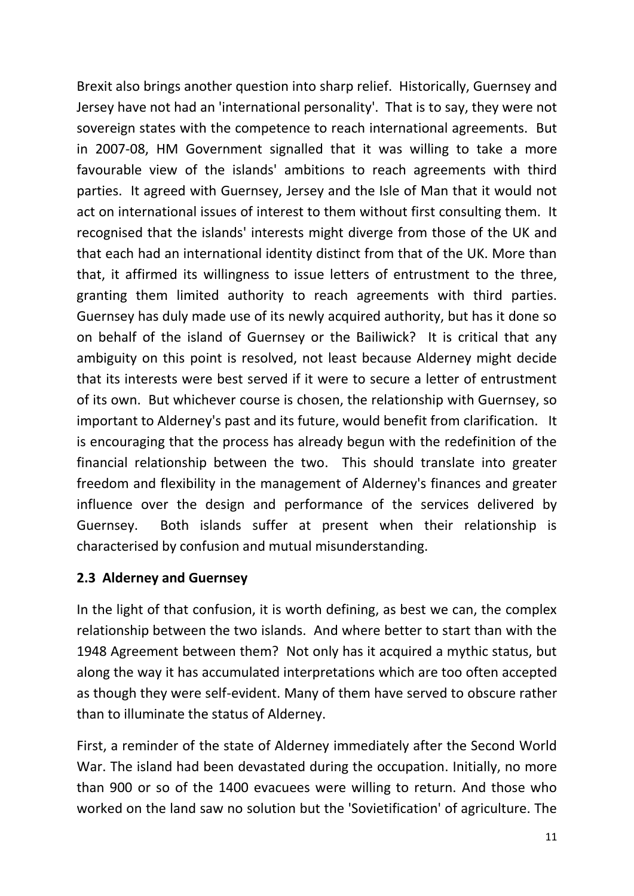Brexit also brings another question into sharp relief. Historically, Guernsey and Jersey have not had an 'international personality'. That is to say, they were not sovereign states with the competence to reach international agreements. But in 2007-08, HM Government signalled that it was willing to take a more favourable view of the islands' ambitions to reach agreements with third parties. It agreed with Guernsey, Jersey and the Isle of Man that it would not act on international issues of interest to them without first consulting them. It recognised that the islands' interests might diverge from those of the UK and that each had an international identity distinct from that of the UK. More than that, it affirmed its willingness to issue letters of entrustment to the three, granting them limited authority to reach agreements with third parties. Guernsey has duly made use of its newly acquired authority, but has it done so on behalf of the island of Guernsey or the Bailiwick? It is critical that any ambiguity on this point is resolved, not least because Alderney might decide that its interests were best served if it were to secure a letter of entrustment of its own. But whichever course is chosen, the relationship with Guernsey, so important to Alderney's past and its future, would benefit from clarification. It is encouraging that the process has already begun with the redefinition of the financial relationship between the two. This should translate into greater freedom and flexibility in the management of Alderney's finances and greater influence over the design and performance of the services delivered by Guernsey. Both islands suffer at present when their relationship is characterised by confusion and mutual misunderstanding.

## 2.3 Alderney and Guernsey

In the light of that confusion, it is worth defining, as best we can, the complex relationship between the two islands. And where better to start than with the 1948 Agreement between them? Not only has it acquired a mythic status, but along the way it has accumulated interpretations which are too often accepted as though they were self-evident. Many of them have served to obscure rather than to illuminate the status of Alderney.

First, a reminder of the state of Alderney immediately after the Second World War. The island had been devastated during the occupation. Initially, no more than 900 or so of the 1400 evacuees were willing to return. And those who worked on the land saw no solution but the 'Sovietification' of agriculture. The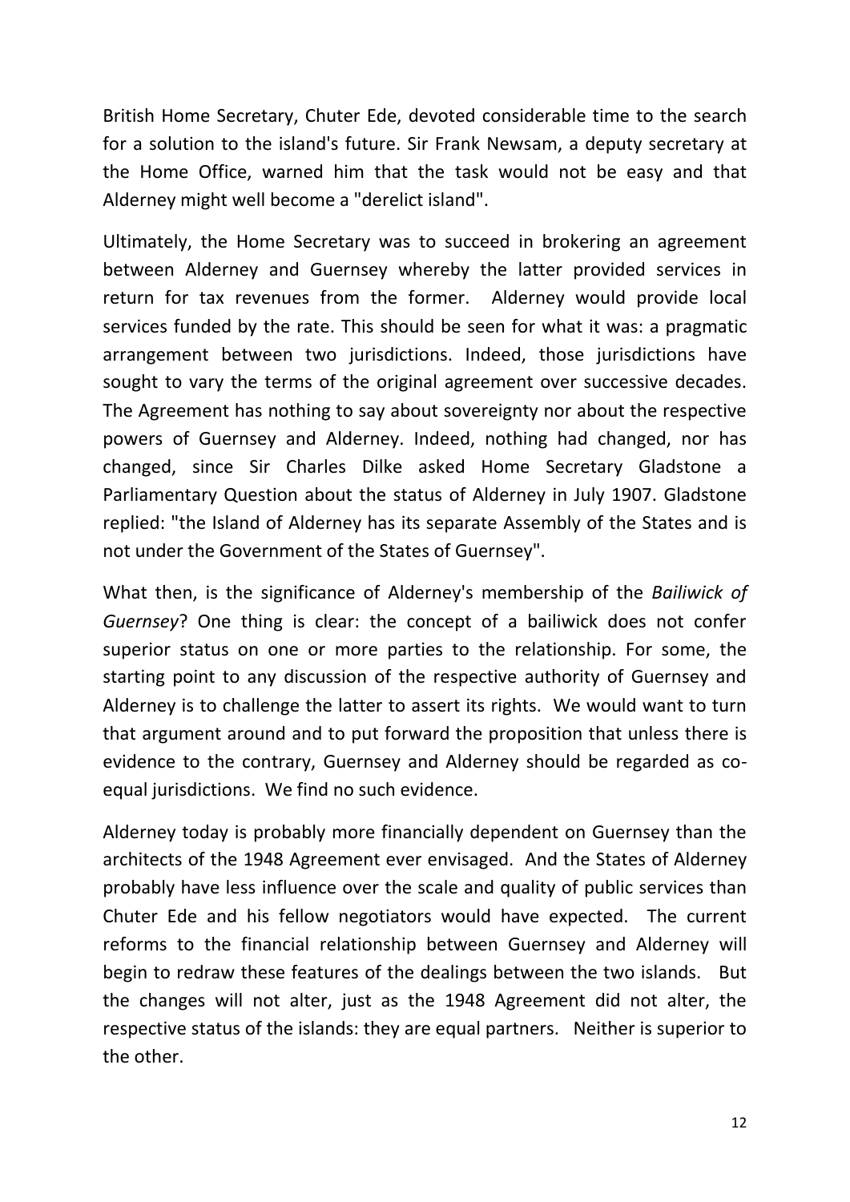British Home Secretary, Chuter Ede, devoted considerable time to the search for a solution to the island's future. Sir Frank Newsam, a deputy secretary at the Home Office, warned him that the task would not be easy and that Alderney might well become a "derelict island".

Ultimately, the Home Secretary was to succeed in brokering an agreement between Alderney and Guernsey whereby the latter provided services in return for tax revenues from the former. Alderney would provide local services funded by the rate. This should be seen for what it was: a pragmatic arrangement between two jurisdictions. Indeed, those jurisdictions have sought to vary the terms of the original agreement over successive decades. The Agreement has nothing to say about sovereignty nor about the respective powers of Guernsey and Alderney. Indeed, nothing had changed, nor has changed, since Sir Charles Dilke asked Home Secretary Gladstone a Parliamentary Question about the status of Alderney in July 1907. Gladstone replied: "the Island of Alderney has its separate Assembly of the States and is not under the Government of the States of Guernsey".

What then, is the significance of Alderney's membership of the *Bailiwick of Guernsey*? One thing is clear: the concept of a bailiwick does not confer superior status on one or more parties to the relationship. For some, the starting point to any discussion of the respective authority of Guernsey and Alderney is to challenge the latter to assert its rights. We would want to turn that argument around and to put forward the proposition that unless there is evidence to the contrary, Guernsey and Alderney should be regarded as co-equal jurisdictions. We find no such evidence.

Alderney today is probably more financially dependent on Guernsey than the architects of the 1948 Agreement ever envisaged. And the States of Alderney probably have less influence over the scale and quality of public services than Chuter Ede and his fellow negotiators would have expected. The current reforms to the financial relationship between Guernsey and Alderney will begin to redraw these features of the dealings between the two islands. But the changes will not alter, just as the 1948 Agreement did not alter, the respective status of the islands: they are equal partners. Neither is superior to the other.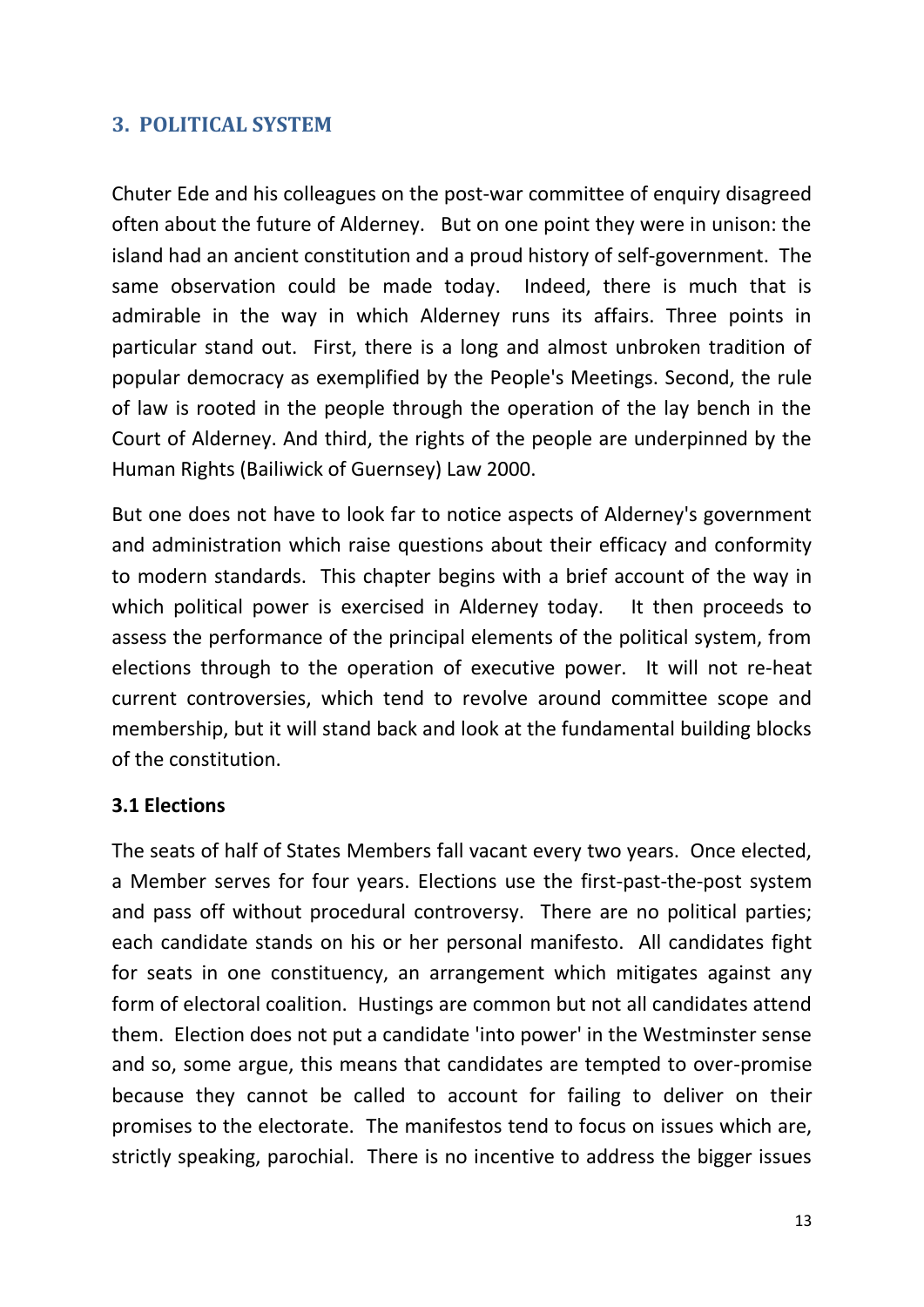## 3. POLITICAL SYSTEM

Chuter Ede and his colleagues on the post-war committee of enquiry disagreed often about the future of Alderney. But on one point they were in unison: the island had an ancient constitution and a proud history of self-government. The same observation could be made today. Indeed, there is much that is admirable in the way in which Alderney runs its affairs. Three points in particular stand out. First, there is a long and almost unbroken tradition of popular democracy as exemplified by the People's Meetings. Second, the rule of law is rooted in the people through the operation of the lay bench in the Court of Alderney. And third, the rights of the people are underpinned by the Human Rights (Bailiwick of Guernsey) Law 2000.

But one does not have to look far to notice aspects of Alderney's government and administration which raise questions about their efficacy and conformity to modern standards. This chapter begins with a brief account of the way in which political power is exercised in Alderney today. It then proceeds to assess the performance of the principal elements of the political system, from elections through to the operation of executive power. It will not re-heat current controversies, which tend to revolve around committee scope and membership, but it will stand back and look at the fundamental building blocks of the constitution.

### 3.1 Elections

The seats of half of States Members fall vacant every two years. Once elected, a Member serves for four years. Elections use the first-past-the-post system and pass off without procedural controversy. There are no political parties; each candidate stands on his or her personal manifesto. All candidates fight for seats in one constituency, an arrangement which mitigates against any form of electoral coalition. Hustings are common but not all candidates attend them. Election does not put a candidate 'into power' in the Westminster sense and so, some argue, this means that candidates are tempted to over-promise because they cannot be called to account for failing to deliver on their promises to the electorate. The manifestos tend to focus on issues which are, strictly speaking, parochial. There is no incentive to address the bigger issues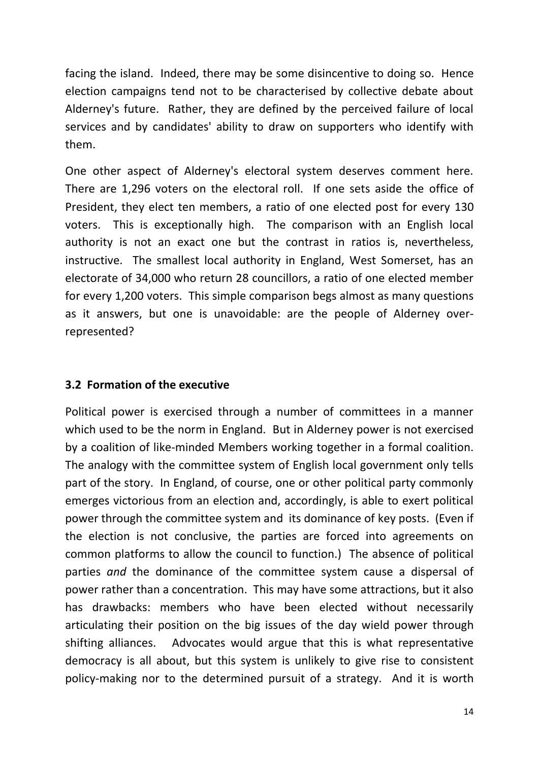facing the island. Indeed, there may be some disincentive to doing so. Hence election campaigns tend not to be characterised by collective debate about Alderney's future. Rather, they are defined by the perceived failure of local services and by candidates' ability to draw on supporters who identify with them.

One other aspect of Alderney's electoral system deserves comment here. There are 1,296 voters on the electoral roll. If one sets aside the office of President, they elect ten members, a ratio of one elected post for every 130 voters. This is exceptionally high. The comparison with an English local authority is not an exact one but the contrast in ratios is, nevertheless, instructive. The smallest local authority in England, West Somerset, has an electorate of 34,000 who return 28 councillors, a ratio of one elected member for every 1,200 voters. This simple comparison begs almost as many questions as it answers, but one is unavoidable: are the people of Alderney over-represented?

### 3.2 Formation of the executive

Political power is exercised through a number of committees in a manner which used to be the norm in England. But in Alderney power is not exercised by a coalition of like-minded Members working together in a formal coalition. The analogy with the committee system of English local government only tells part of the story. In England, of course, one or other political party commonly emerges victorious from an election and, accordingly, is able to exert political power through the committee system and its dominance of key posts. (Even if the election is not conclusive, the parties are forced into agreements on common platforms to allow the council to function.) The absence of political parties *and* the dominance of the committee system cause a dispersal of power rather than a concentration. This may have some attractions, but it also has drawbacks: members who have been elected without necessarily articulating their position on the big issues of the day wield power through shifting alliances. Advocates would argue that this is what representative democracy is all about, but this system is unlikely to give rise to consistent policy-making nor to the determined pursuit of a strategy. And it is worth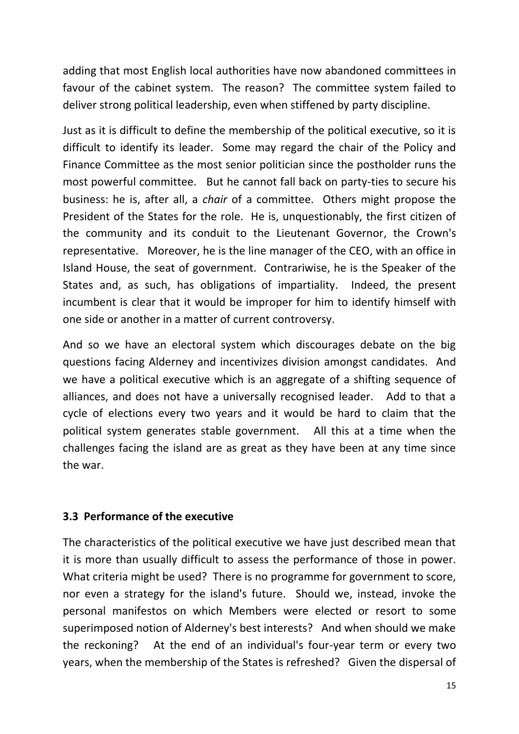adding that most English local authorities have now abandoned committees in favour of the cabinet system. The reason? The committee system failed to deliver strong political leadership, even when stiffened by party discipline.

Just as it is difficult to define the membership of the political executive, so it is difficult to identify its leader. Some may regard the chair of the Policy and Finance Committee as the most senior politician since the postholder runs the most powerful committee. But he cannot fall back on party-ties to secure his business: he is, after all, a *chair* of a committee. Others might propose the President of the States for the role. He is, unquestionably, the first citizen of the community and its conduit to the Lieutenant Governor, the Crown's representative. Moreover, he is the line manager of the CEO, with an office in Island House, the seat of government. Contrariwise, he is the Speaker of the States and, as such, has obligations of impartiality. Indeed, the present incumbent is clear that it would be improper for him to identify himself with one side or another in a matter of current controversy.

And so we have an electoral system which discourages debate on the big questions facing Alderney and incentivizes division amongst candidates. And we have a political executive which is an aggregate of a shifting sequence of alliances, and does not have a universally recognised leader. Add to that a cycle of elections every two years and it would be hard to claim that the political system generates stable government. All this at a time when the challenges facing the island are as great as they have been at any time since the war.

### 3.3 Performance of the executive

The characteristics of the political executive we have just described mean that it is more than usually difficult to assess the performance of those in power. What criteria might be used? There is no programme for government to score, nor even a strategy for the island's future. Should we, instead, invoke the personal manifestos on which Members were elected or resort to some superimposed notion of Alderney's best interests? And when should we make the reckoning? At the end of an individual's four-year term or every two years, when the membership of the States is refreshed? Given the dispersal of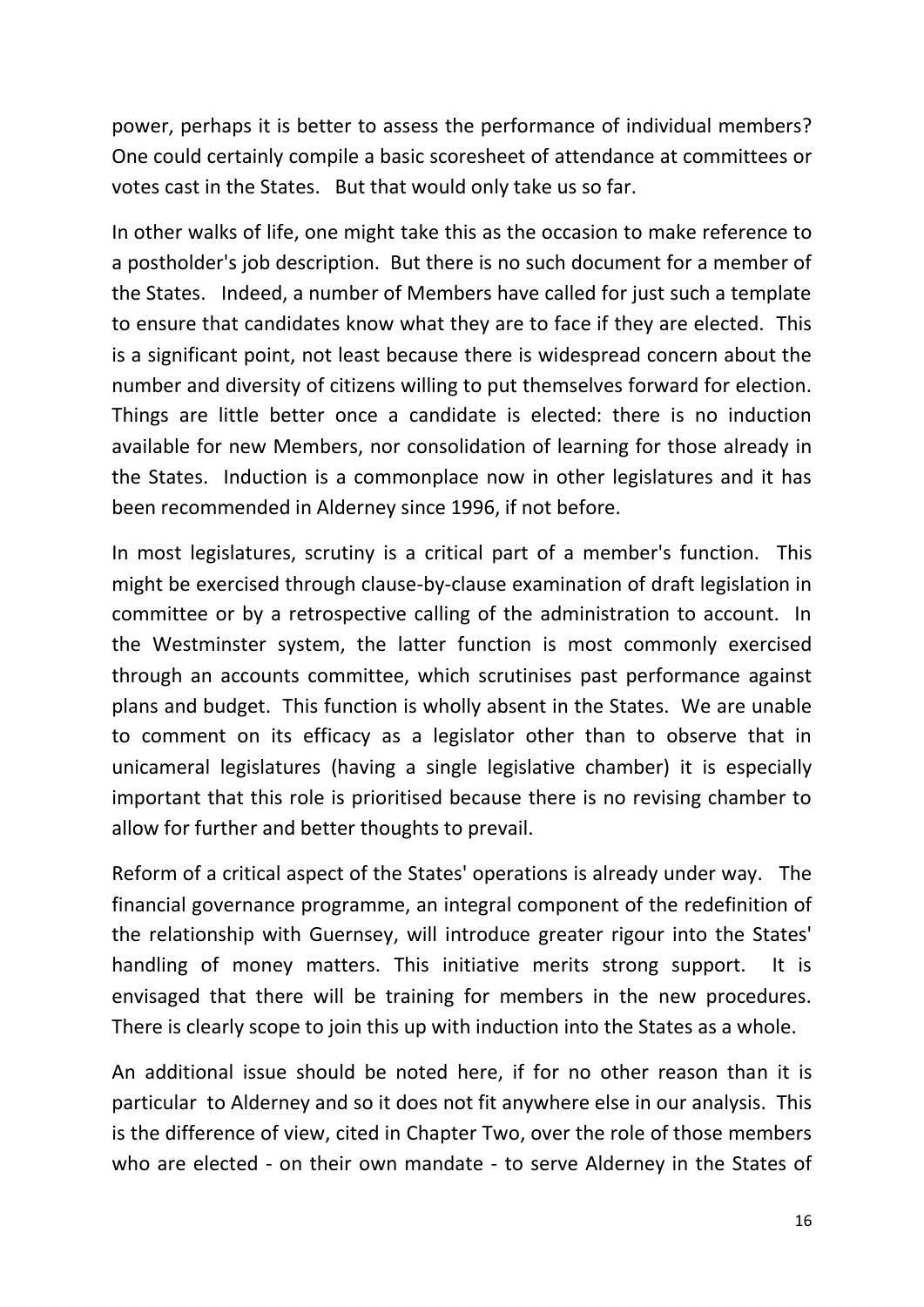power, perhaps it is better to assess the performance of individual members? One could certainly compile a basic scoresheet of attendance at committees or votes cast in the States. But that would only take us so far.

In other walks of life, one might take this as the occasion to make reference to a postholder's job description. But there is no such document for a member of the States. Indeed, a number of Members have called for just such a template to ensure that candidates know what they are to face if they are elected. This is a significant point, not least because there is widespread concern about the number and diversity of citizens willing to put themselves forward for election. Things are little better once a candidate is elected: there is no induction available for new Members, nor consolidation of learning for those already in the States. Induction is a commonplace now in other legislatures and it has been recommended in Alderney since 1996, if not before.

In most legislatures, scrutiny is a critical part of a member's function. This might be exercised through clause-by-clause examination of draft legislation in committee or by a retrospective calling of the administration to account. In the Westminster system, the latter function is most commonly exercised through an accounts committee, which scrutinises past performance against plans and budget. This function is wholly absent in the States. We are unable to comment on its efficacy as a legislator other than to observe that in unicameral legislatures (having a single legislative chamber) it is especially important that this role is prioritised because there is no revising chamber to allow for further and better thoughts to prevail.

Reform of a critical aspect of the States' operations is already under way. The financial governance programme, an integral component of the redefinition of the relationship with Guernsey, will introduce greater rigour into the States' handling of money matters. This initiative merits strong support. It is envisaged that there will be training for members in the new procedures. There is clearly scope to join this up with induction into the States as a whole.

An additional issue should be noted here, if for no other reason than it is particular to Alderney and so it does not fit anywhere else in our analysis. This is the difference of view, cited in Chapter Two, over the role of those members who are elected - on their own mandate - to serve Alderney in the States of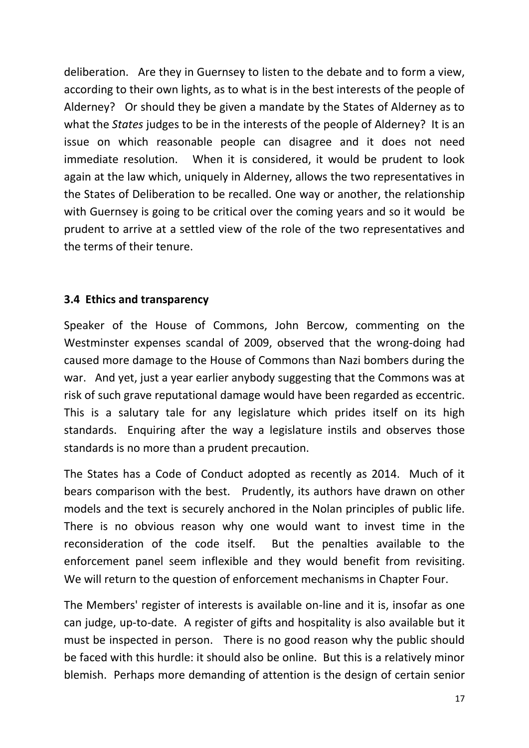deliberation. Are they in Guernsey to listen to the debate and to form a view, according to their own lights, as to what is in the best interests of the people of Alderney? Or should they be given a mandate by the States of Alderney as to what the *States* judges to be in the interests of the people of Alderney? It is an issue on which reasonable people can disagree and it does not need immediate resolution. When it is considered, it would be prudent to look again at the law which, uniquely in Alderney, allows the two representatives in the States of Deliberation to be recalled. One way or another, the relationship with Guernsey is going to be critical over the coming years and so it would be prudent to arrive at a settled view of the role of the two representatives and the terms of their tenure.

### 3.4 Ethics and transparency

Speaker of the House of Commons, John Bercow, commenting on the Westminster expenses scandal of 2009, observed that the wrong-doing had caused more damage to the House of Commons than Nazi bombers during the war. And yet, just a year earlier anybody suggesting that the Commons was at risk of such grave reputational damage would have been regarded as eccentric. This is a salutary tale for any legislature which prides itself on its high standards. Enquiring after the way a legislature instils and observes those standards is no more than a prudent precaution.

The States has a Code of Conduct adopted as recently as 2014. Much of it bears comparison with the best. Prudently, its authors have drawn on other models and the text is securely anchored in the Nolan principles of public life. There is no obvious reason why one would want to invest time in the reconsideration of the code itself. But the penalties available to the enforcement panel seem inflexible and they would benefit from revisiting. We will return to the question of enforcement mechanisms in Chapter Four.

The Members' register of interests is available on-line and it is, insofar as one can judge, up-to-date. A register of gifts and hospitality is also available but it must be inspected in person. There is no good reason why the public should be faced with this hurdle: it should also be online. But this is a relatively minor blemish. Perhaps more demanding of attention is the design of certain senior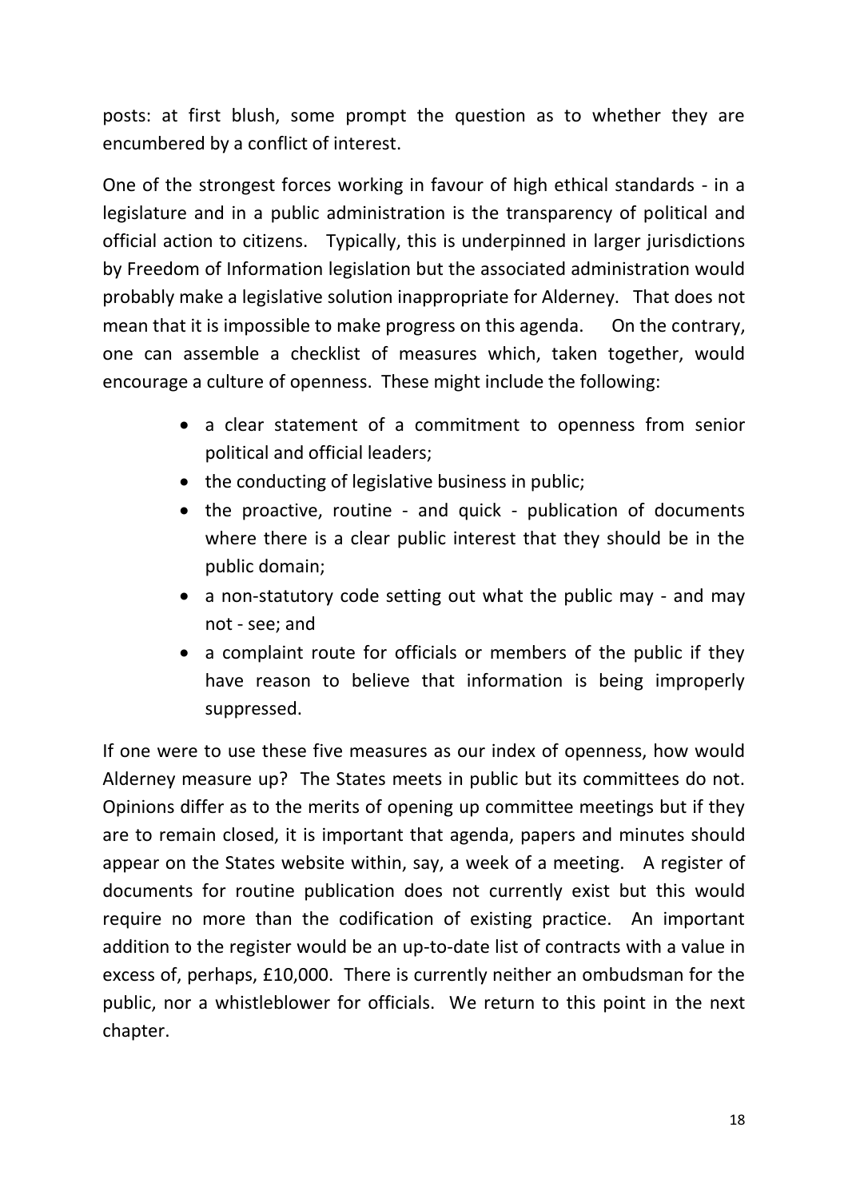posts: at first blush, some prompt the question as to whether they are encumbered by a conflict of interest.

One of the strongest forces working in favour of high ethical standards - in a legislature and in a public administration is the transparency of political and official action to citizens. Typically, this is underpinned in larger jurisdictions by Freedom of Information legislation but the associated administration would probably make a legislative solution inappropriate for Alderney. That does not mean that it is impossible to make progress on this agenda. On the contrary, one can assemble a checklist of measures which, taken together, would encourage a culture of openness. These might include the following:

- a clear statement of a commitment to openness from senior political and official leaders;
- the conducting of legislative business in public;
- the proactive, routine - and quick - publication of documents where there is a clear public interest that they should be in the public domain;
- a non-statutory code setting out what the public may - and may not - see; and
- a complaint route for officials or members of the public if they have reason to believe that information is being improperly suppressed.

If one were to use these five measures as our index of openness, how would Alderney measure up? The States meets in public but its committees do not. Opinions differ as to the merits of opening up committee meetings but if they are to remain closed, it is important that agenda, papers and minutes should appear on the States website within, say, a week of a meeting. A register of documents for routine publication does not currently exist but this would require no more than the codification of existing practice. An important addition to the register would be an up-to-date list of contracts with a value in excess of, perhaps, £10,000. There is currently neither an ombudsman for the public, nor a whistleblower for officials. We return to this point in the next chapter.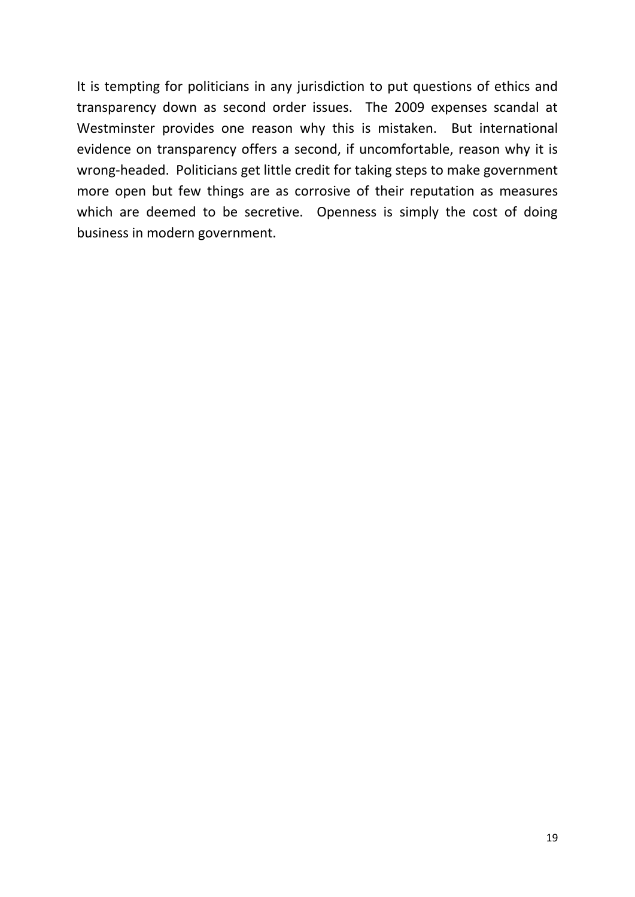It is tempting for politicians in any jurisdiction to put questions of ethics and transparency down as second order issues. The 2009 expenses scandal at Westminster provides one reason why this is mistaken. But international evidence on transparency offers a second, if uncomfortable, reason why it is wrong-headed. Politicians get little credit for taking steps to make government more open but few things are as corrosive of their reputation as measures which are deemed to be secretive. Openness is simply the cost of doing business in modern government.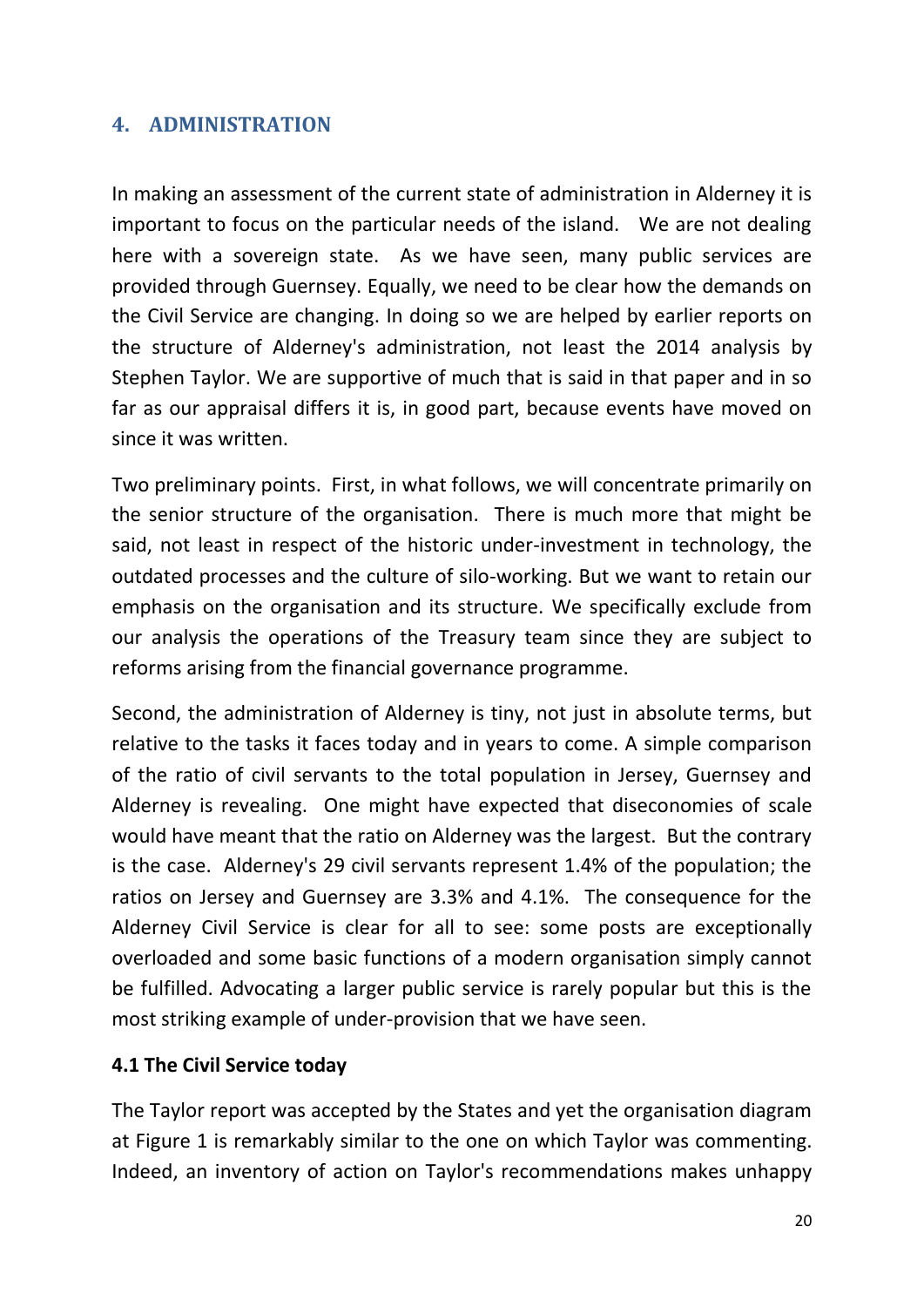## 4. ADMINISTRATION

In making an assessment of the current state of administration in Alderney it is important to focus on the particular needs of the island. We are not dealing here with a sovereign state. As we have seen, many public services are provided through Guernsey. Equally, we need to be clear how the demands on the Civil Service are changing. In doing so we are helped by earlier reports on the structure of Alderney's administration, not least the 2014 analysis by Stephen Taylor. We are supportive of much that is said in that paper and in so far as our appraisal differs it is, in good part, because events have moved on since it was written.

Two preliminary points. First, in what follows, we will concentrate primarily on the senior structure of the organisation. There is much more that might be said, not least in respect of the historic under-investment in technology, the outdated processes and the culture of silo-working. But we want to retain our emphasis on the organisation and its structure. We specifically exclude from our analysis the operations of the Treasury team since they are subject to reforms arising from the financial governance programme.

Second, the administration of Alderney is tiny, not just in absolute terms, but relative to the tasks it faces today and in years to come. A simple comparison of the ratio of civil servants to the total population in Jersey, Guernsey and Alderney is revealing. One might have expected that diseconomies of scale would have meant that the ratio on Alderney was the largest. But the contrary is the case. Alderney's 29 civil servants represent 1.4% of the population; the ratios on Jersey and Guernsey are 3.3% and 4.1%. The consequence for the Alderney Civil Service is clear for all to see: some posts are exceptionally overloaded and some basic functions of a modern organisation simply cannot be fulfilled. Advocating a larger public service is rarely popular but this is the most striking example of under-provision that we have seen.

### 4.1 The Civil Service today

The Taylor report was accepted by the States and yet the organisation diagram at Figure 1 is remarkably similar to the one on which Taylor was commenting. Indeed, an inventory of action on Taylor's recommendations makes unhappy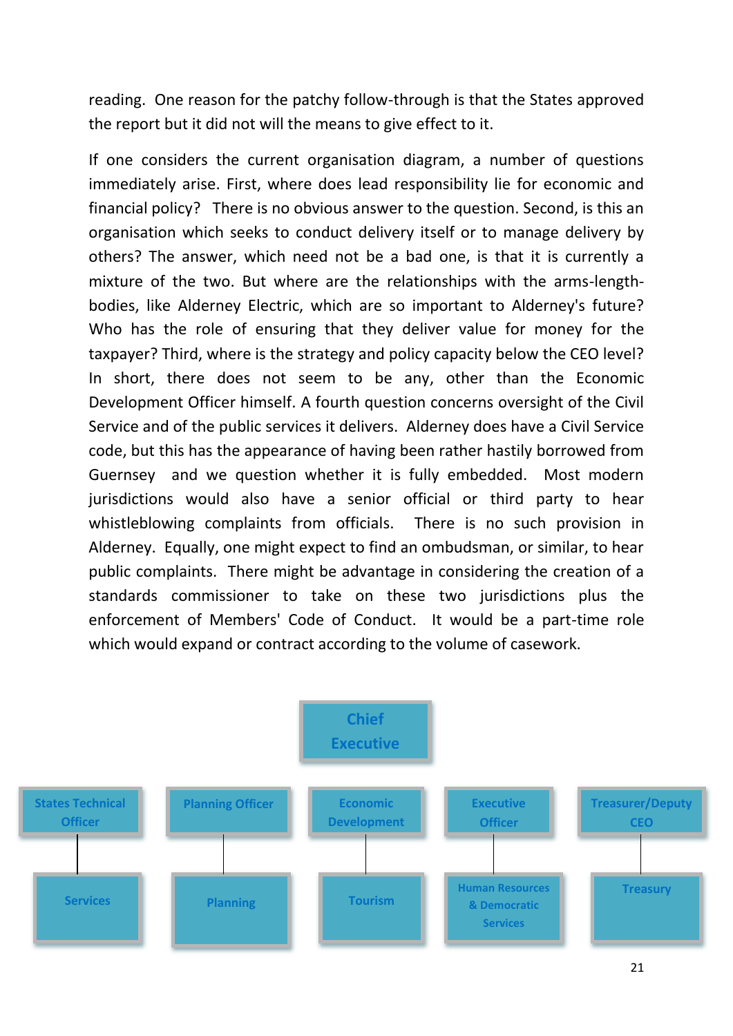reading. One reason for the patchy follow-through is that the States approved the report but it did not will the means to give effect to it.

If one considers the current organisation diagram, a number of questions immediately arise. First, where does lead responsibility lie for economic and financial policy? There is no obvious answer to the question. Second, is this an organisation which seeks to conduct delivery itself or to manage delivery by others? The answer, which need not be a bad one, is that it is currently a mixture of the two. But where are the relationships with the arms-length-bodies, like Alderney Electric, which are so important to Alderney's future? Who has the role of ensuring that they deliver value for money for the taxpayer? Third, where is the strategy and policy capacity below the CEO level? In short, there does not seem to be any, other than the Economic Development Officer himself. A fourth question concerns oversight of the Civil Service and of the public services it delivers. Alderney does have a Civil Service code, but this has the appearance of having been rather hastily borrowed from Guernsey and we question whether it is fully embedded. Most modern jurisdictions would also have a senior official or third party to hear whistleblowing complaints from officials. There is no such provision in Alderney. Equally, one might expect to find an ombudsman, or similar, to hear public complaints. There might be advantage in considering the creation of a standards commissioner to take on these two jurisdictions plus the enforcement of Members' Code of Conduct. It would be a part-time role which would expand or contract according to the volume of casework.

- **Chief Executive**
  - States Technical Officer
    - Services
  - Planning Officer
    - Planning
  - Economic Development
    - Tourism
  - Executive Officer
    - Human Resources & Democratic Services
  - Treasurer/Deputy CEO
    - Treasury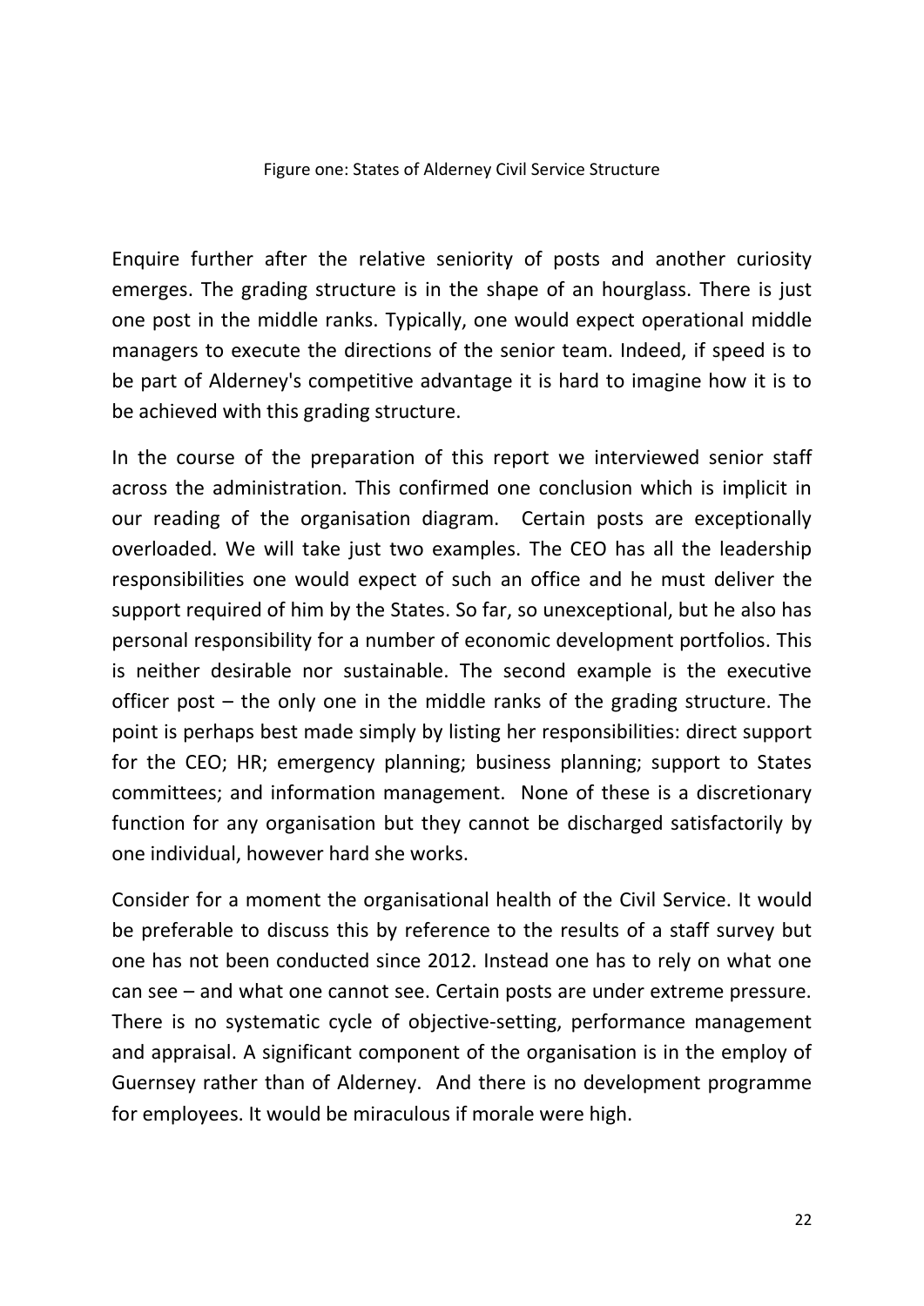Figure one: States of Alderney Civil Service Structure

Enquire further after the relative seniority of posts and another curiosity emerges. The grading structure is in the shape of an hourglass. There is just one post in the middle ranks. Typically, one would expect operational middle managers to execute the directions of the senior team. Indeed, if speed is to be part of Alderney's competitive advantage it is hard to imagine how it is to be achieved with this grading structure.

In the course of the preparation of this report we interviewed senior staff across the administration. This confirmed one conclusion which is implicit in our reading of the organisation diagram. Certain posts are exceptionally overloaded. We will take just two examples. The CEO has all the leadership responsibilities one would expect of such an office and he must deliver the support required of him by the States. So far, so unexceptional, but he also has personal responsibility for a number of economic development portfolios. This is neither desirable nor sustainable. The second example is the executive officer post – the only one in the middle ranks of the grading structure. The point is perhaps best made simply by listing her responsibilities: direct support for the CEO; HR; emergency planning; business planning; support to States committees; and information management. None of these is a discretionary function for any organisation but they cannot be discharged satisfactorily by one individual, however hard she works.

Consider for a moment the organisational health of the Civil Service. It would be preferable to discuss this by reference to the results of a staff survey but one has not been conducted since 2012. Instead one has to rely on what one can see – and what one cannot see. Certain posts are under extreme pressure. There is no systematic cycle of objective-setting, performance management and appraisal. A significant component of the organisation is in the employ of Guernsey rather than of Alderney. And there is no development programme for employees. It would be miraculous if morale were high.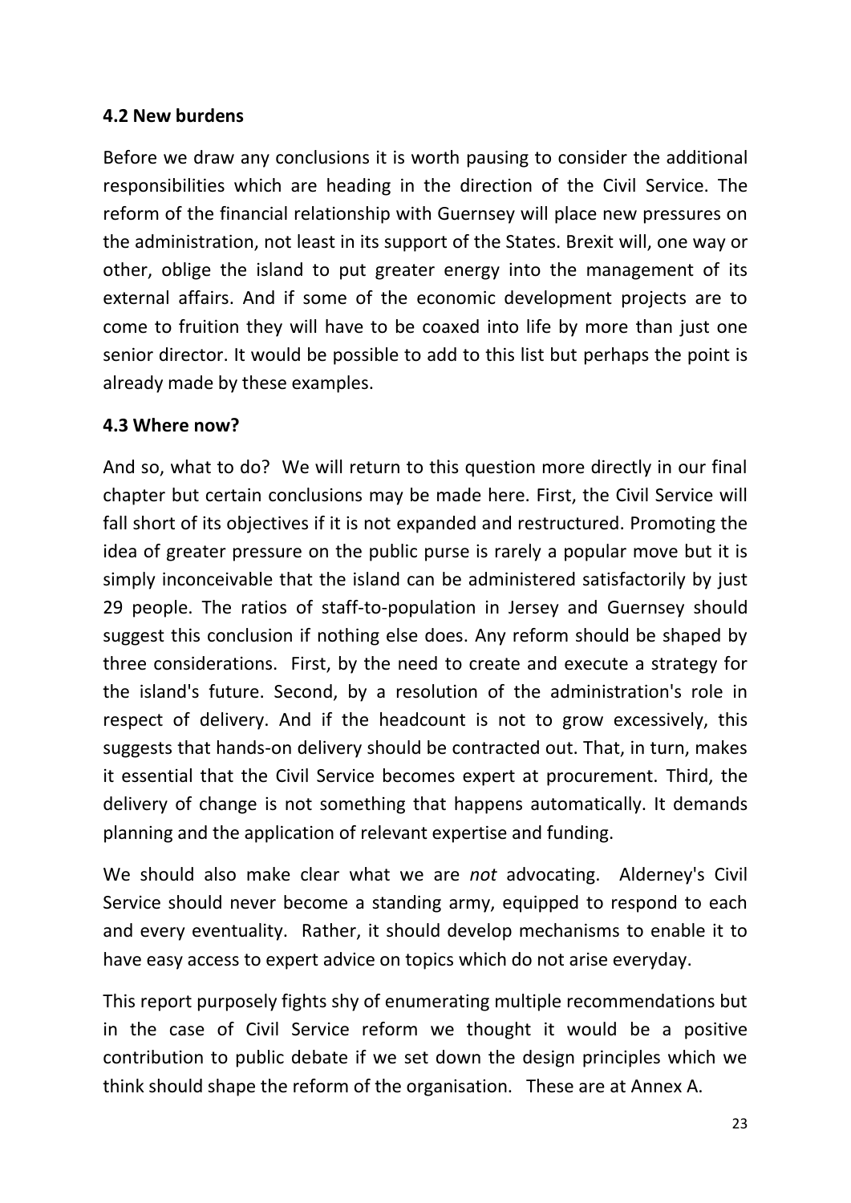### 4.2 New burdens

Before we draw any conclusions it is worth pausing to consider the additional responsibilities which are heading in the direction of the Civil Service. The reform of the financial relationship with Guernsey will place new pressures on the administration, not least in its support of the States. Brexit will, one way or other, oblige the island to put greater energy into the management of its external affairs. And if some of the economic development projects are to come to fruition they will have to be coaxed into life by more than just one senior director. It would be possible to add to this list but perhaps the point is already made by these examples.

### 4.3 Where now?

And so, what to do? We will return to this question more directly in our final chapter but certain conclusions may be made here. First, the Civil Service will fall short of its objectives if it is not expanded and restructured. Promoting the idea of greater pressure on the public purse is rarely a popular move but it is simply inconceivable that the island can be administered satisfactorily by just 29 people. The ratios of staff-to-population in Jersey and Guernsey should suggest this conclusion if nothing else does. Any reform should be shaped by three considerations. First, by the need to create and execute a strategy for the island's future. Second, by a resolution of the administration's role in respect of delivery. And if the headcount is not to grow excessively, this suggests that hands-on delivery should be contracted out. That, in turn, makes it essential that the Civil Service becomes expert at procurement. Third, the delivery of change is not something that happens automatically. It demands planning and the application of relevant expertise and funding.

We should also make clear what we are *not* advocating. Alderney's Civil Service should never become a standing army, equipped to respond to each and every eventuality. Rather, it should develop mechanisms to enable it to have easy access to expert advice on topics which do not arise everyday.

This report purposely fights shy of enumerating multiple recommendations but in the case of Civil Service reform we thought it would be a positive contribution to public debate if we set down the design principles which we think should shape the reform of the organisation. These are at Annex A.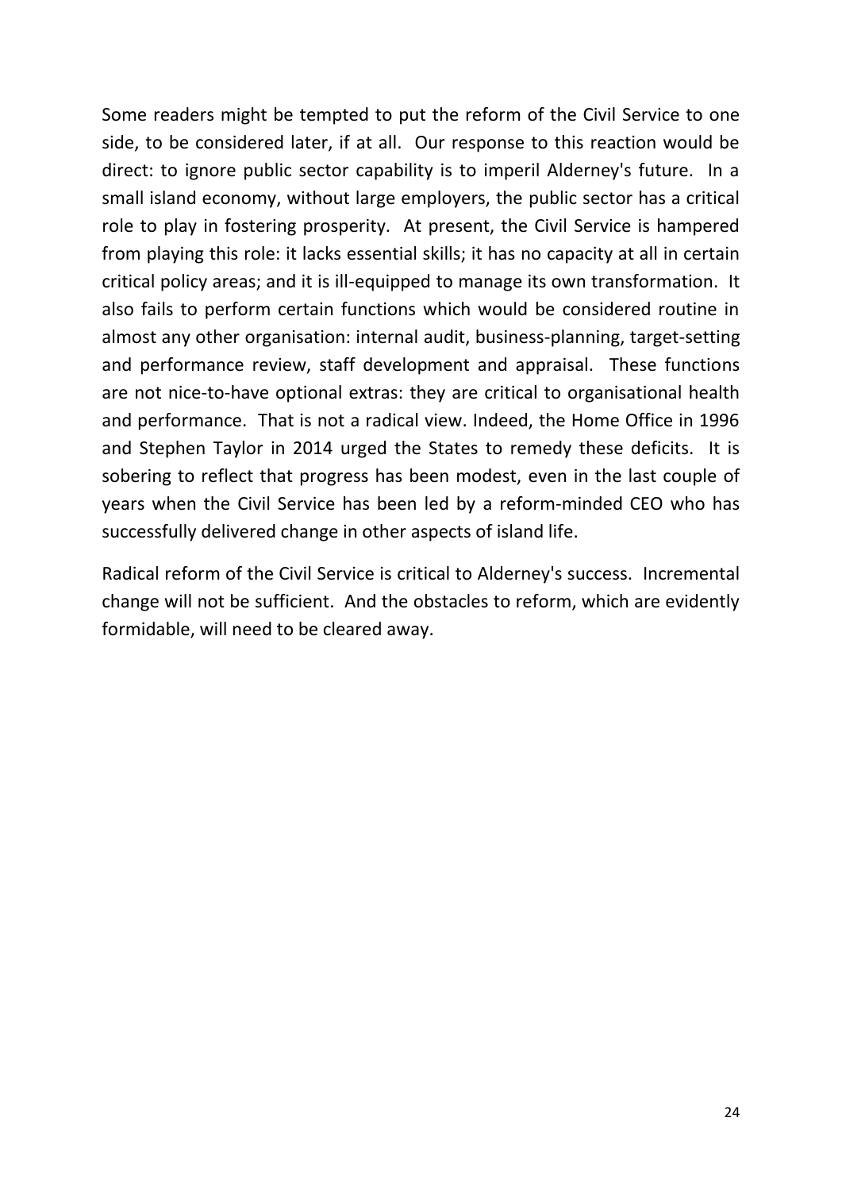Some readers might be tempted to put the reform of the Civil Service to one side, to be considered later, if at all. Our response to this reaction would be direct: to ignore public sector capability is to imperil Alderney's future. In a small island economy, without large employers, the public sector has a critical role to play in fostering prosperity. At present, the Civil Service is hampered from playing this role: it lacks essential skills; it has no capacity at all in certain critical policy areas; and it is ill-equipped to manage its own transformation. It also fails to perform certain functions which would be considered routine in almost any other organisation: internal audit, business-planning, target-setting and performance review, staff development and appraisal. These functions are not nice-to-have optional extras: they are critical to organisational health and performance. That is not a radical view. Indeed, the Home Office in 1996 and Stephen Taylor in 2014 urged the States to remedy these deficits. It is sobering to reflect that progress has been modest, even in the last couple of years when the Civil Service has been led by a reform-minded CEO who has successfully delivered change in other aspects of island life.

Radical reform of the Civil Service is critical to Alderney's success. Incremental change will not be sufficient. And the obstacles to reform, which are evidently formidable, will need to be cleared away.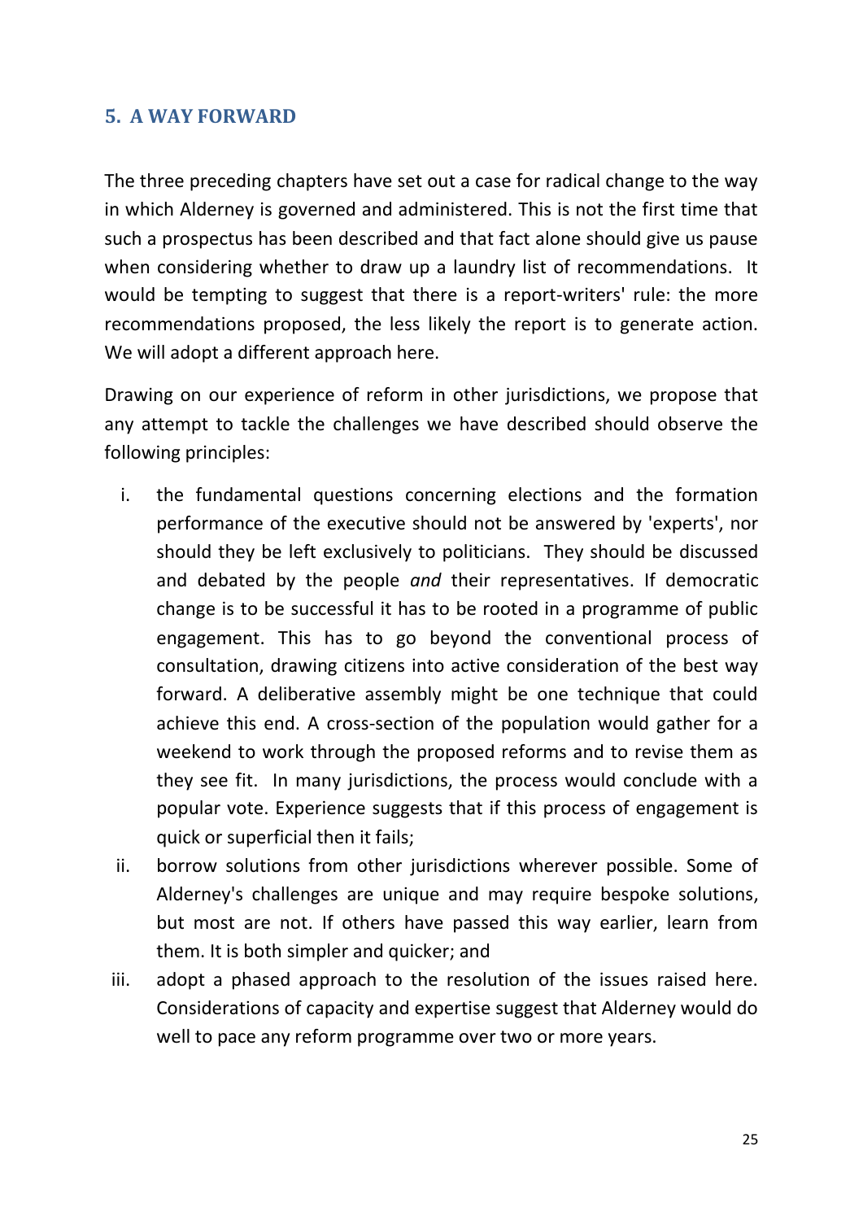## 5. A WAY FORWARD

The three preceding chapters have set out a case for radical change to the way in which Alderney is governed and administered. This is not the first time that such a prospectus has been described and that fact alone should give us pause when considering whether to draw up a laundry list of recommendations. It would be tempting to suggest that there is a report-writers' rule: the more recommendations proposed, the less likely the report is to generate action. We will adopt a different approach here.

Drawing on our experience of reform in other jurisdictions, we propose that any attempt to tackle the challenges we have described should observe the following principles:

i. the fundamental questions concerning elections and the formation performance of the executive should not be answered by 'experts', nor should they be left exclusively to politicians. They should be discussed and debated by the people *and* their representatives. If democratic change is to be successful it has to be rooted in a programme of public engagement. This has to go beyond the conventional process of consultation, drawing citizens into active consideration of the best way forward. A deliberative assembly might be one technique that could achieve this end. A cross-section of the population would gather for a weekend to work through the proposed reforms and to revise them as they see fit. In many jurisdictions, the process would conclude with a popular vote. Experience suggests that if this process of engagement is quick or superficial then it fails;
ii. borrow solutions from other jurisdictions wherever possible. Some of Alderney's challenges are unique and may require bespoke solutions, but most are not. If others have passed this way earlier, learn from them. It is both simpler and quicker; and
iii. adopt a phased approach to the resolution of the issues raised here. Considerations of capacity and expertise suggest that Alderney would do well to pace any reform programme over two or more years.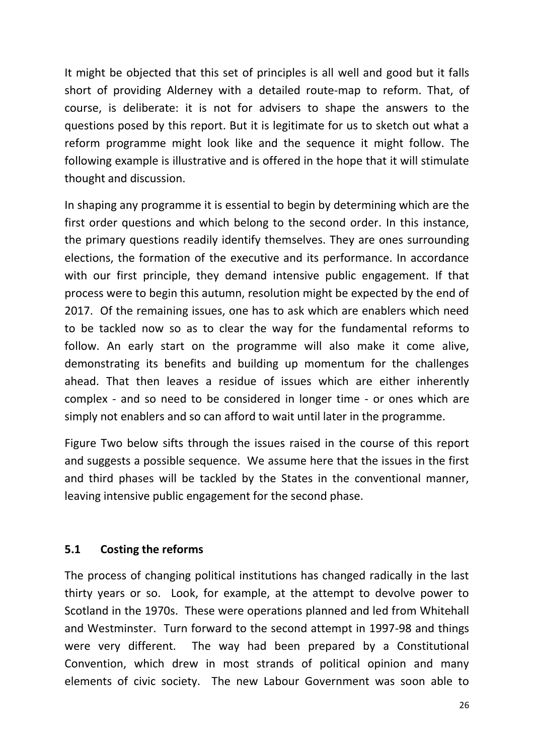It might be objected that this set of principles is all well and good but it falls short of providing Alderney with a detailed route-map to reform. That, of course, is deliberate: it is not for advisers to shape the answers to the questions posed by this report. But it is legitimate for us to sketch out what a reform programme might look like and the sequence it might follow. The following example is illustrative and is offered in the hope that it will stimulate thought and discussion.

In shaping any programme it is essential to begin by determining which are the first order questions and which belong to the second order. In this instance, the primary questions readily identify themselves. They are ones surrounding elections, the formation of the executive and its performance. In accordance with our first principle, they demand intensive public engagement. If that process were to begin this autumn, resolution might be expected by the end of 2017. Of the remaining issues, one has to ask which are enablers which need to be tackled now so as to clear the way for the fundamental reforms to follow. An early start on the programme will also make it come alive, demonstrating its benefits and building up momentum for the challenges ahead. That then leaves a residue of issues which are either inherently complex - and so need to be considered in longer time - or ones which are simply not enablers and so can afford to wait until later in the programme.

Figure Two below sifts through the issues raised in the course of this report and suggests a possible sequence. We assume here that the issues in the first and third phases will be tackled by the States in the conventional manner, leaving intensive public engagement for the second phase.

## 5.1 Costing the reforms

The process of changing political institutions has changed radically in the last thirty years or so. Look, for example, at the attempt to devolve power to Scotland in the 1970s. These were operations planned and led from Whitehall and Westminster. Turn forward to the second attempt in 1997-98 and things were very different. The way had been prepared by a Constitutional Convention, which drew in most strands of political opinion and many elements of civic society. The new Labour Government was soon able to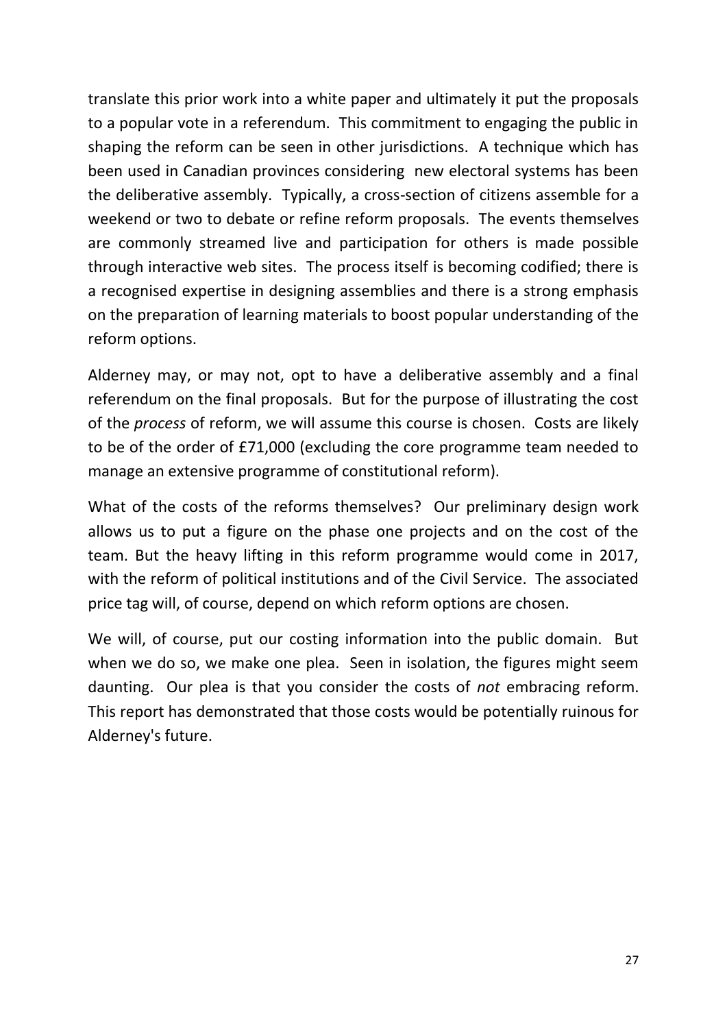translate this prior work into a white paper and ultimately it put the proposals to a popular vote in a referendum. This commitment to engaging the public in shaping the reform can be seen in other jurisdictions. A technique which has been used in Canadian provinces considering new electoral systems has been the deliberative assembly. Typically, a cross-section of citizens assemble for a weekend or two to debate or refine reform proposals. The events themselves are commonly streamed live and participation for others is made possible through interactive web sites. The process itself is becoming codified; there is a recognised expertise in designing assemblies and there is a strong emphasis on the preparation of learning materials to boost popular understanding of the reform options.

Alderney may, or may not, opt to have a deliberative assembly and a final referendum on the final proposals. But for the purpose of illustrating the cost of the *process* of reform, we will assume this course is chosen. Costs are likely to be of the order of £71,000 (excluding the core programme team needed to manage an extensive programme of constitutional reform).

What of the costs of the reforms themselves? Our preliminary design work allows us to put a figure on the phase one projects and on the cost of the team. But the heavy lifting in this reform programme would come in 2017, with the reform of political institutions and of the Civil Service. The associated price tag will, of course, depend on which reform options are chosen.

We will, of course, put our costing information into the public domain. But when we do so, we make one plea. Seen in isolation, the figures might seem daunting. Our plea is that you consider the costs of *not* embracing reform. This report has demonstrated that those costs would be potentially ruinous for Alderney's future.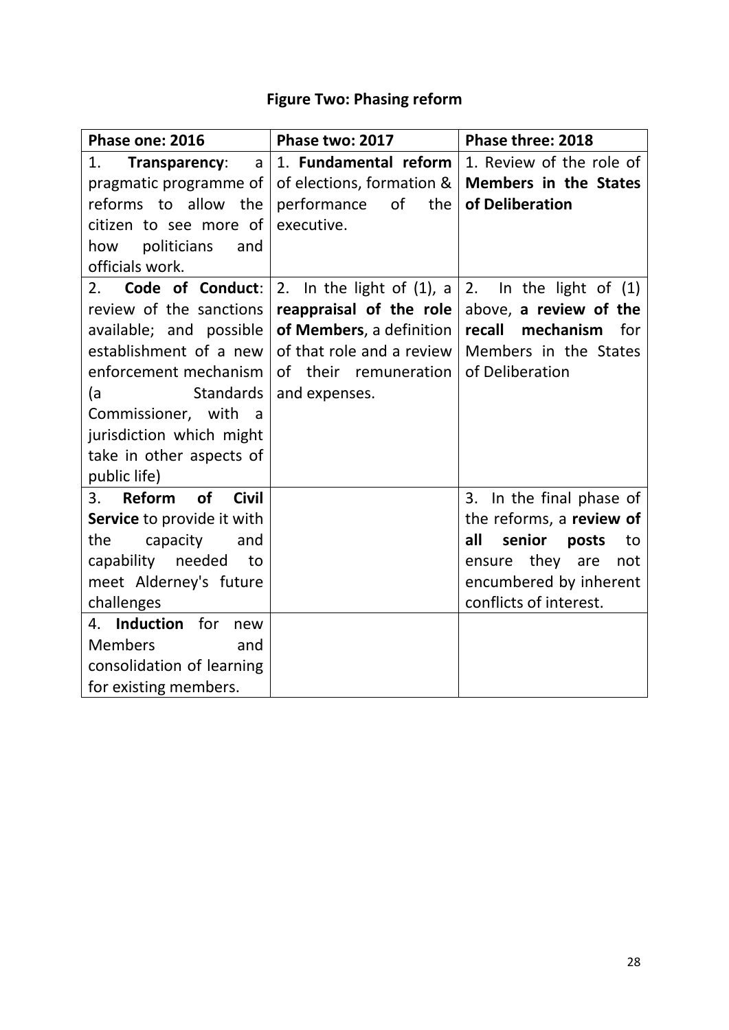**Figure Two: Phasing reform**

| Phase one: 2016 | Phase two: 2017 | Phase three: 2018 |
|---|---|---|
| 1. **Transparency**: a pragmatic programme of reforms to allow the citizen to see more of how politicians and officials work. | 1. **Fundamental reform** of elections, formation & performance of the executive. | 1. Review of the role of **Members in the States of Deliberation** |
| 2. **Code of Conduct**: review of the sanctions available; and possible establishment of a new enforcement mechanism (a Standards Commissioner, with a jurisdiction which might take in other aspects of public life) | 2. In the light of (1), a **reappraisal of the role of Members**, a definition of that role and a review of their remuneration and expenses. | 2. In the light of (1) above, **a review of the recall mechanism** for Members in the States of Deliberation |
| 3. **Reform of Civil Service** to provide it with the capacity and capability needed to meet Alderney's future challenges | | 3. In the final phase of the reforms, a **review of all senior posts** to ensure they are not encumbered by inherent conflicts of interest. |
| 4. **Induction** for new Members and consolidation of learning for existing members. | | |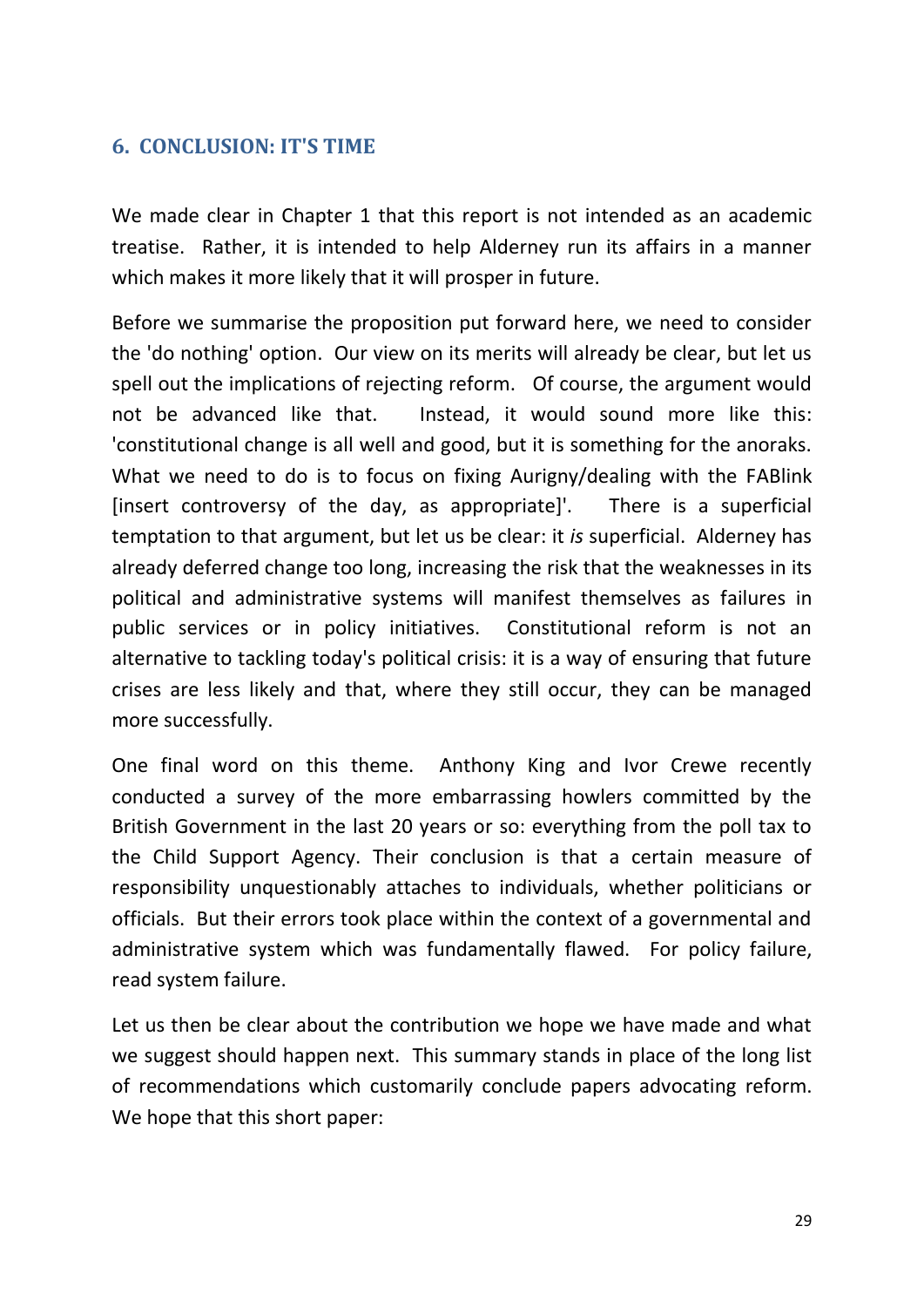## 6. CONCLUSION: IT'S TIME

We made clear in Chapter 1 that this report is not intended as an academic treatise. Rather, it is intended to help Alderney run its affairs in a manner which makes it more likely that it will prosper in future.

Before we summarise the proposition put forward here, we need to consider the 'do nothing' option. Our view on its merits will already be clear, but let us spell out the implications of rejecting reform. Of course, the argument would not be advanced like that. Instead, it would sound more like this: 'constitutional change is all well and good, but it is something for the anoraks. What we need to do is to focus on fixing Aurigny/dealing with the FABlink [insert controversy of the day, as appropriate]'. There is a superficial temptation to that argument, but let us be clear: it *is* superficial. Alderney has already deferred change too long, increasing the risk that the weaknesses in its political and administrative systems will manifest themselves as failures in public services or in policy initiatives. Constitutional reform is not an alternative to tackling today's political crisis: it is a way of ensuring that future crises are less likely and that, where they still occur, they can be managed more successfully.

One final word on this theme. Anthony King and Ivor Crewe recently conducted a survey of the more embarrassing howlers committed by the British Government in the last 20 years or so: everything from the poll tax to the Child Support Agency. Their conclusion is that a certain measure of responsibility unquestionably attaches to individuals, whether politicians or officials. But their errors took place within the context of a governmental and administrative system which was fundamentally flawed. For policy failure, read system failure.

Let us then be clear about the contribution we hope we have made and what we suggest should happen next. This summary stands in place of the long list of recommendations which customarily conclude papers advocating reform. We hope that this short paper: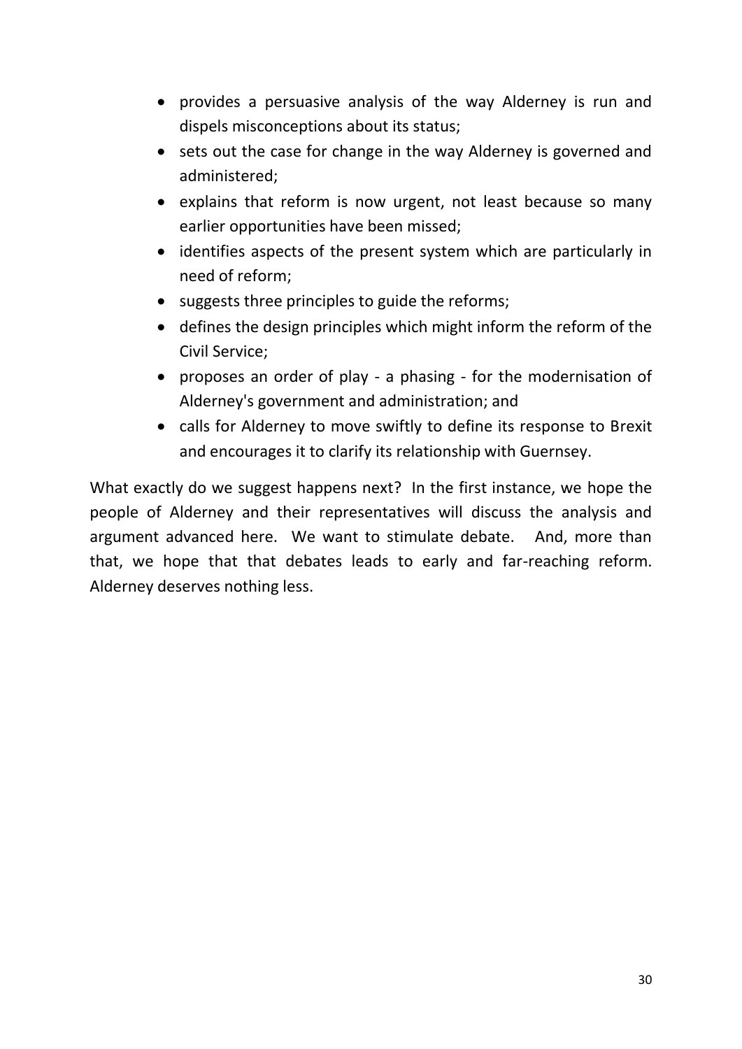- provides a persuasive analysis of the way Alderney is run and dispels misconceptions about its status;
- sets out the case for change in the way Alderney is governed and administered;
- explains that reform is now urgent, not least because so many earlier opportunities have been missed;
- identifies aspects of the present system which are particularly in need of reform;
- suggests three principles to guide the reforms;
- defines the design principles which might inform the reform of the Civil Service;
- proposes an order of play - a phasing - for the modernisation of Alderney's government and administration; and
- calls for Alderney to move swiftly to define its response to Brexit and encourages it to clarify its relationship with Guernsey.

What exactly do we suggest happens next? In the first instance, we hope the people of Alderney and their representatives will discuss the analysis and argument advanced here. We want to stimulate debate. And, more than that, we hope that that debates leads to early and far-reaching reform. Alderney deserves nothing less.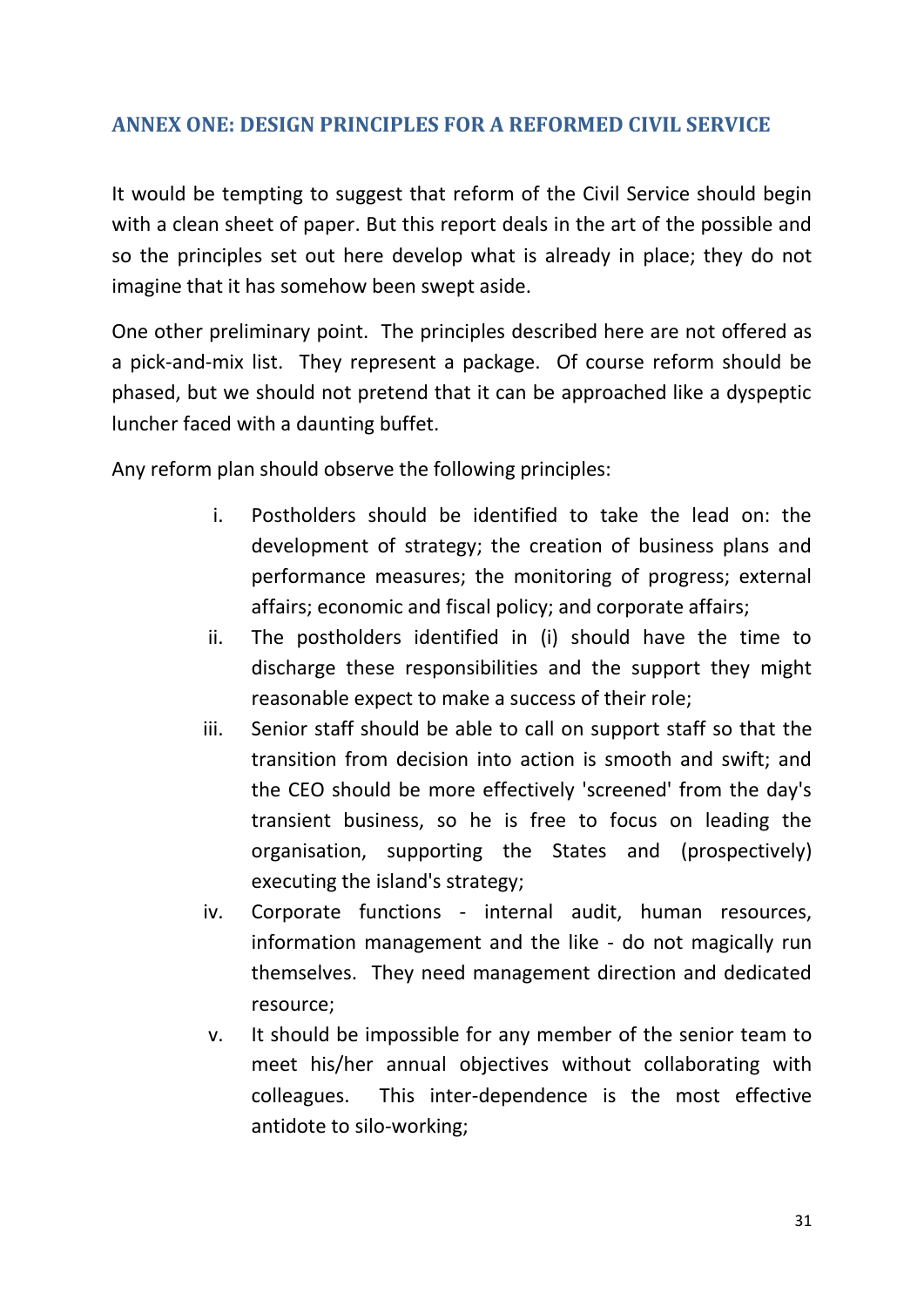## ANNEX ONE: DESIGN PRINCIPLES FOR A REFORMED CIVIL SERVICE

It would be tempting to suggest that reform of the Civil Service should begin with a clean sheet of paper. But this report deals in the art of the possible and so the principles set out here develop what is already in place; they do not imagine that it has somehow been swept aside.

One other preliminary point. The principles described here are not offered as a pick-and-mix list. They represent a package. Of course reform should be phased, but we should not pretend that it can be approached like a dyspeptic luncher faced with a daunting buffet.

Any reform plan should observe the following principles:

i. Postholders should be identified to take the lead on: the development of strategy; the creation of business plans and performance measures; the monitoring of progress; external affairs; economic and fiscal policy; and corporate affairs;

ii. The postholders identified in (i) should have the time to discharge these responsibilities and the support they might reasonable expect to make a success of their role;

iii. Senior staff should be able to call on support staff so that the transition from decision into action is smooth and swift; and the CEO should be more effectively 'screened' from the day's transient business, so he is free to focus on leading the organisation, supporting the States and (prospectively) executing the island's strategy;

iv. Corporate functions - internal audit, human resources, information management and the like - do not magically run themselves. They need management direction and dedicated resource;

v. It should be impossible for any member of the senior team to meet his/her annual objectives without collaborating with colleagues. This inter-dependence is the most effective antidote to silo-working;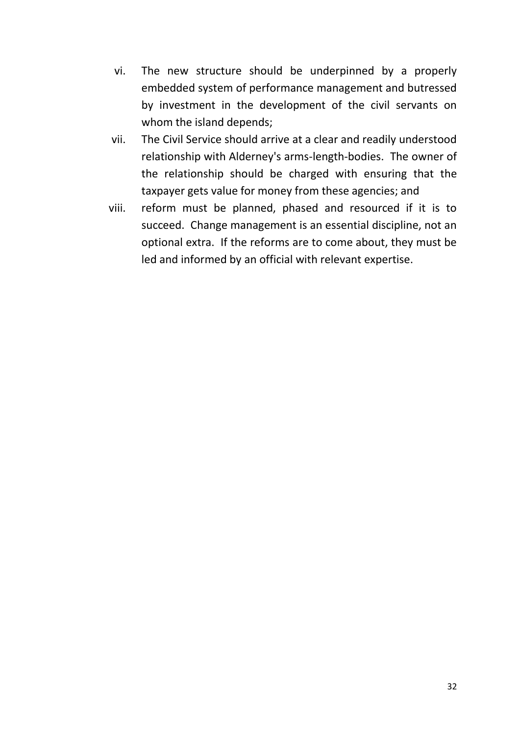vi. The new structure should be underpinned by a properly embedded system of performance management and butressed by investment in the development of the civil servants on whom the island depends;

vii. The Civil Service should arrive at a clear and readily understood relationship with Alderney's arms-length-bodies. The owner of the relationship should be charged with ensuring that the taxpayer gets value for money from these agencies; and

viii. reform must be planned, phased and resourced if it is to succeed. Change management is an essential discipline, not an optional extra. If the reforms are to come about, they must be led and informed by an official with relevant expertise.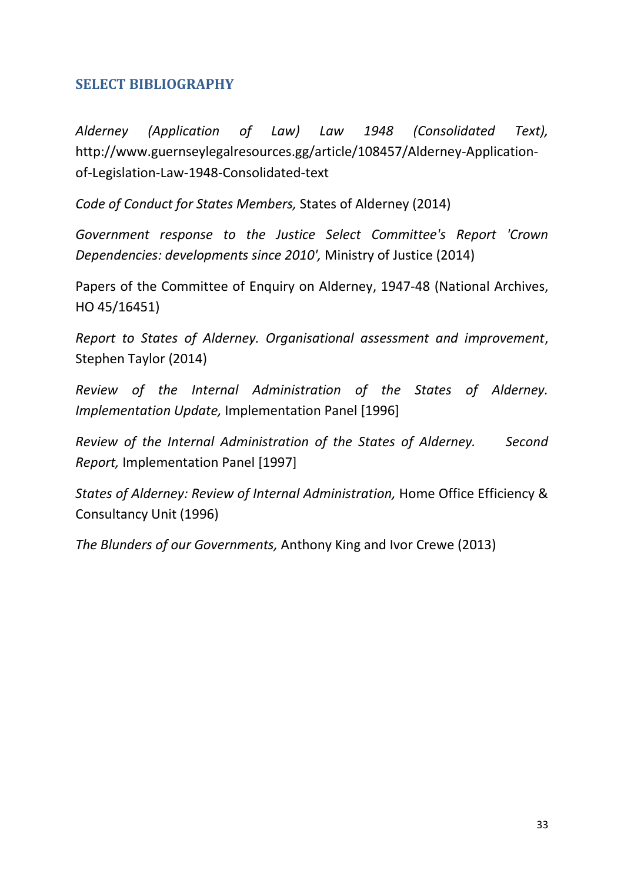## SELECT BIBLIOGRAPHY

*Alderney (Application of Law) Law 1948 (Consolidated Text),* http://www.guernseylegalresources.gg/article/108457/Alderney-Application-of-Legislation-Law-1948-Consolidated-text

*Code of Conduct for States Members,* States of Alderney (2014)

*Government response to the Justice Select Committee's Report 'Crown Dependencies: developments since 2010',* Ministry of Justice (2014)

Papers of the Committee of Enquiry on Alderney, 1947-48 (National Archives, HO 45/16451)

*Report to States of Alderney. Organisational assessment and improvement*, Stephen Taylor (2014)

*Review of the Internal Administration of the States of Alderney. Implementation Update,* Implementation Panel [1996]

*Review of the Internal Administration of the States of Alderney. Second Report,* Implementation Panel [1997]

*States of Alderney: Review of Internal Administration,* Home Office Efficiency & Consultancy Unit (1996)

*The Blunders of our Governments,* Anthony King and Ivor Crewe (2013)